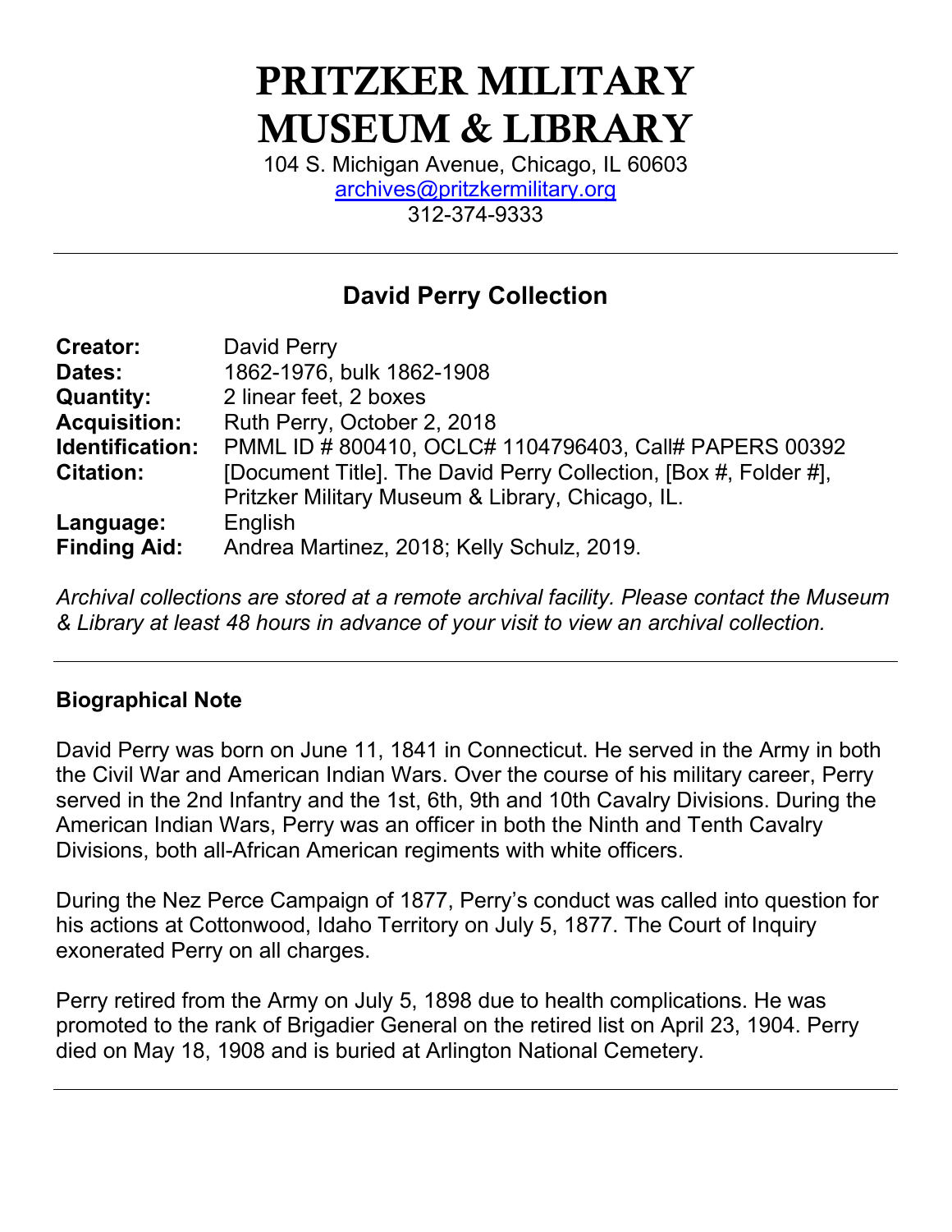# PRITZKER MILITARY MUSEUM & LIBRARY

104 S. Michigan Avenue, Chicago, IL 60603
archives@pritzkermilitary.org
312-374-9333

---

## David Perry Collection

**Creator:** David Perry
**Dates:** 1862-1976, bulk 1862-1908
**Quantity:** 2 linear feet, 2 boxes
**Acquisition:** Ruth Perry, October 2, 2018
**Identification:** PMML ID # 800410, OCLC# 1104796403, Call# PAPERS 00392
**Citation:** [Document Title]. The David Perry Collection, [Box #, Folder #], Pritzker Military Museum & Library, Chicago, IL.
**Language:** English
**Finding Aid:** Andrea Martinez, 2018; Kelly Schulz, 2019.

*Archival collections are stored at a remote archival facility. Please contact the Museum & Library at least 48 hours in advance of your visit to view an archival collection.*

---

### Biographical Note

David Perry was born on June 11, 1841 in Connecticut. He served in the Army in both the Civil War and American Indian Wars. Over the course of his military career, Perry served in the 2nd Infantry and the 1st, 6th, 9th and 10th Cavalry Divisions. During the American Indian Wars, Perry was an officer in both the Ninth and Tenth Cavalry Divisions, both all-African American regiments with white officers.

During the Nez Perce Campaign of 1877, Perry's conduct was called into question for his actions at Cottonwood, Idaho Territory on July 5, 1877. The Court of Inquiry exonerated Perry on all charges.

Perry retired from the Army on July 5, 1898 due to health complications. He was promoted to the rank of Brigadier General on the retired list on April 23, 1904. Perry died on May 18, 1908 and is buried at Arlington National Cemetery.

---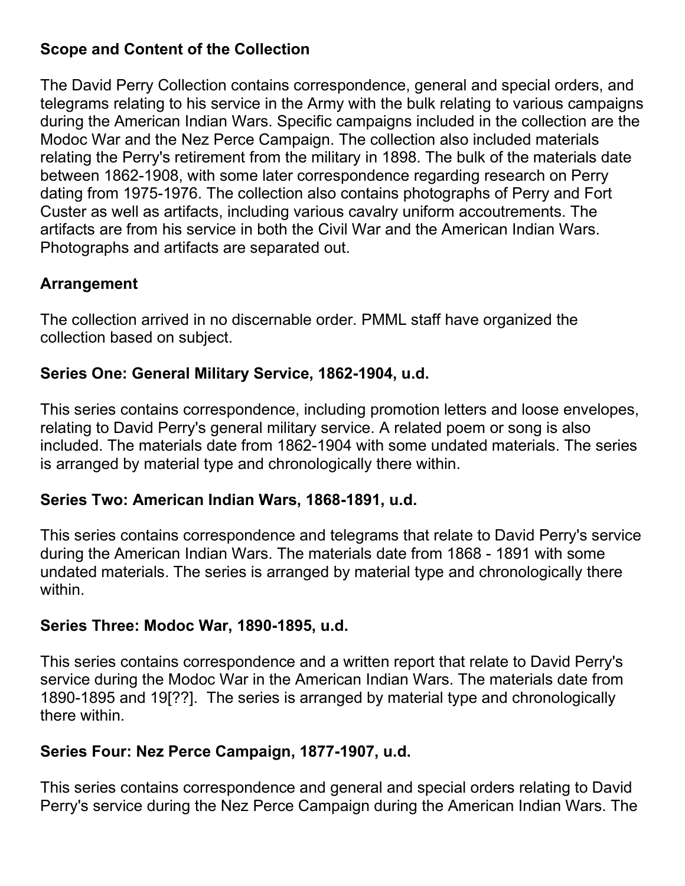## Scope and Content of the Collection

The David Perry Collection contains correspondence, general and special orders, and telegrams relating to his service in the Army with the bulk relating to various campaigns during the American Indian Wars. Specific campaigns included in the collection are the Modoc War and the Nez Perce Campaign. The collection also included materials relating the Perry's retirement from the military in 1898. The bulk of the materials date between 1862-1908, with some later correspondence regarding research on Perry dating from 1975-1976. The collection also contains photographs of Perry and Fort Custer as well as artifacts, including various cavalry uniform accoutrements. The artifacts are from his service in both the Civil War and the American Indian Wars. Photographs and artifacts are separated out.

## Arrangement

The collection arrived in no discernable order. PMML staff have organized the collection based on subject.

### Series One: General Military Service, 1862-1904, u.d.

This series contains correspondence, including promotion letters and loose envelopes, relating to David Perry's general military service. A related poem or song is also included. The materials date from 1862-1904 with some undated materials. The series is arranged by material type and chronologically there within.

### Series Two: American Indian Wars, 1868-1891, u.d.

This series contains correspondence and telegrams that relate to David Perry's service during the American Indian Wars. The materials date from 1868 - 1891 with some undated materials. The series is arranged by material type and chronologically there within.

### Series Three: Modoc War, 1890-1895, u.d.

This series contains correspondence and a written report that relate to David Perry's service during the Modoc War in the American Indian Wars. The materials date from 1890-1895 and 19[??]. The series is arranged by material type and chronologically there within.

### Series Four: Nez Perce Campaign, 1877-1907, u.d.

This series contains correspondence and general and special orders relating to David Perry's service during the Nez Perce Campaign during the American Indian Wars. The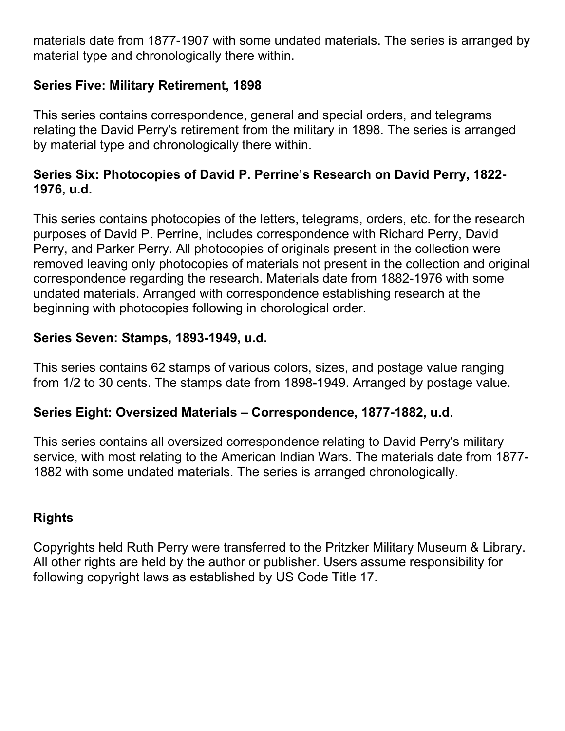materials date from 1877-1907 with some undated materials. The series is arranged by material type and chronologically there within.

**Series Five: Military Retirement, 1898**

This series contains correspondence, general and special orders, and telegrams relating the David Perry's retirement from the military in 1898. The series is arranged by material type and chronologically there within.

**Series Six: Photocopies of David P. Perrine's Research on David Perry, 1822-1976, u.d.**

This series contains photocopies of the letters, telegrams, orders, etc. for the research purposes of David P. Perrine, includes correspondence with Richard Perry, David Perry, and Parker Perry. All photocopies of originals present in the collection were removed leaving only photocopies of materials not present in the collection and original correspondence regarding the research. Materials date from 1882-1976 with some undated materials. Arranged with correspondence establishing research at the beginning with photocopies following in chorological order.

**Series Seven: Stamps, 1893-1949, u.d.**

This series contains 62 stamps of various colors, sizes, and postage value ranging from 1/2 to 30 cents. The stamps date from 1898-1949. Arranged by postage value.

**Series Eight: Oversized Materials – Correspondence, 1877-1882, u.d.**

This series contains all oversized correspondence relating to David Perry's military service, with most relating to the American Indian Wars. The materials date from 1877-1882 with some undated materials. The series is arranged chronologically.

---

**Rights**

Copyrights held Ruth Perry were transferred to the Pritzker Military Museum & Library. All other rights are held the author or publisher. Users assume responsibility for following copyright laws as established by US Code Title 17.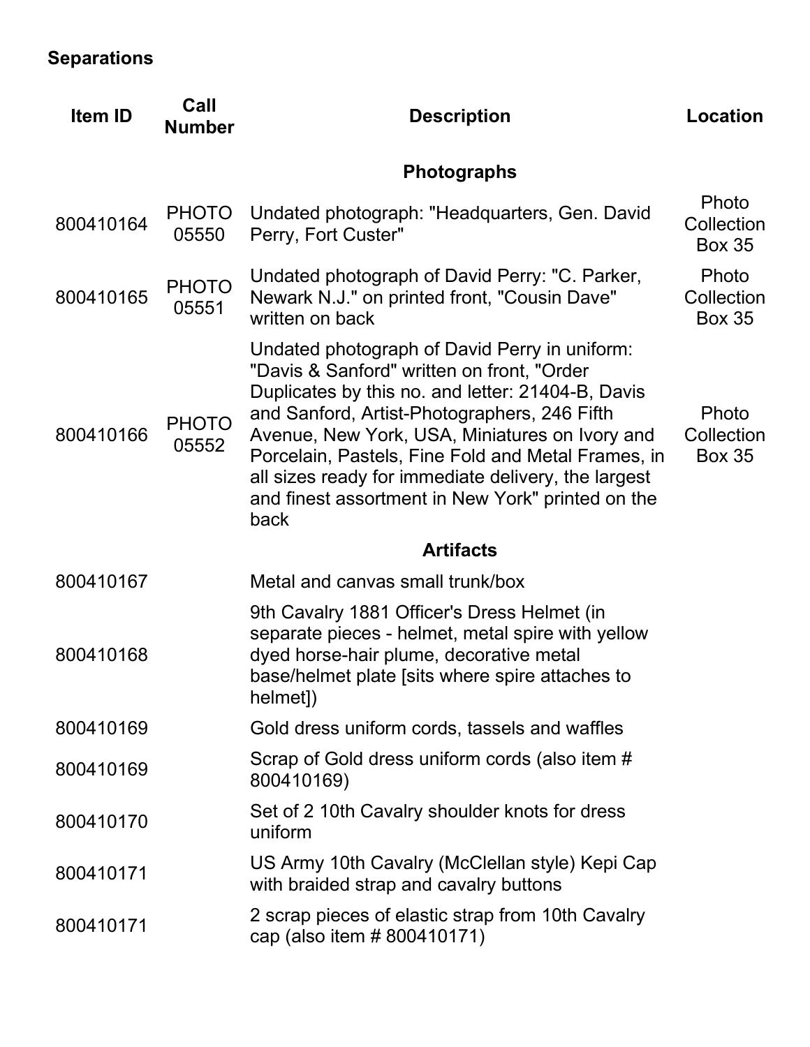**Separations**

| Item ID | Call Number | Description | Location |
|---|---|---|---|
| | | **Photographs** | |
| 800410164 | PHOTO 05550 | Undated photograph: "Headquarters, Gen. David Perry, Fort Custer" | Photo Collection Box 35 |
| 800410165 | PHOTO 05551 | Undated photograph of David Perry: "C. Parker, Newark N.J." on printed front, "Cousin Dave" written on back | Photo Collection Box 35 |
| 800410166 | PHOTO 05552 | Undated photograph of David Perry in uniform: "Davis & Sanford" written on front, "Order Duplicates by this no. and letter: 21404-B, Davis and Sanford, Artist-Photographers, 246 Fifth Avenue, New York, USA, Miniatures on Ivory and Porcelain, Pastels, Fine Fold and Metal Frames, in all sizes ready for immediate delivery, the largest and finest assortment in New York" printed on the back | Photo Collection Box 35 |
| | | **Artifacts** | |
| 800410167 | | Metal and canvas small trunk/box | |
| 800410168 | | 9th Cavalry 1881 Officer's Dress Helmet (in separate pieces - helmet, metal spire with yellow dyed horse-hair plume, decorative metal base/helmet plate [sits where spire attaches to helmet]) | |
| 800410169 | | Gold dress uniform cords, tassels and waffles | |
| 800410169 | | Scrap of Gold dress uniform cords (also item # 800410169) | |
| 800410170 | | Set of 2 10th Cavalry shoulder knots for dress uniform | |
| 800410171 | | US Army 10th Cavalry (McClellan style) Kepi Cap with braided strap and cavalry buttons | |
| 800410171 | | 2 scrap pieces of elastic strap from 10th Cavalry cap (also item # 800410171) | |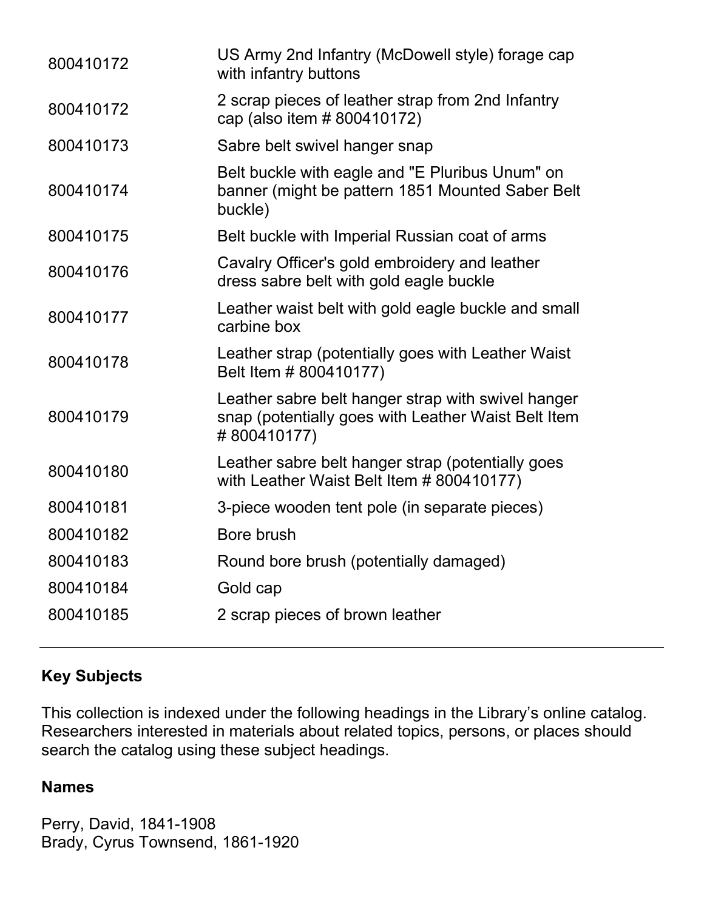| | |
|---|---|
| 800410172 | US Army 2nd Infantry (McDowell style) forage cap with infantry buttons |
| 800410172 | 2 scrap pieces of leather strap from 2nd Infantry cap (also item # 800410172) |
| 800410173 | Sabre belt swivel hanger snap |
| 800410174 | Belt buckle with eagle and "E Pluribus Unum" on banner (might be pattern 1851 Mounted Saber Belt buckle) |
| 800410175 | Belt buckle with Imperial Russian coat of arms |
| 800410176 | Cavalry Officer's gold embroidery and leather dress sabre belt with gold eagle buckle |
| 800410177 | Leather waist belt with gold eagle buckle and small carbine box |
| 800410178 | Leather strap (potentially goes with Leather Waist Belt Item # 800410177) |
| 800410179 | Leather sabre belt hanger strap with swivel hanger snap (potentially goes with Leather Waist Belt Item # 800410177) |
| 800410180 | Leather sabre belt hanger strap (potentially goes with Leather Waist Belt Item # 800410177) |
| 800410181 | 3-piece wooden tent pole (in separate pieces) |
| 800410182 | Bore brush |
| 800410183 | Round bore brush (potentially damaged) |
| 800410184 | Gold cap |
| 800410185 | 2 scrap pieces of brown leather |

---

## Key Subjects

This collection is indexed under the following headings in the Library's online catalog. Researchers interested in materials about related topics, persons, or places should search the catalog using these subject headings.

### Names

Perry, David, 1841-1908
Brady, Cyrus Townsend, 1861-1920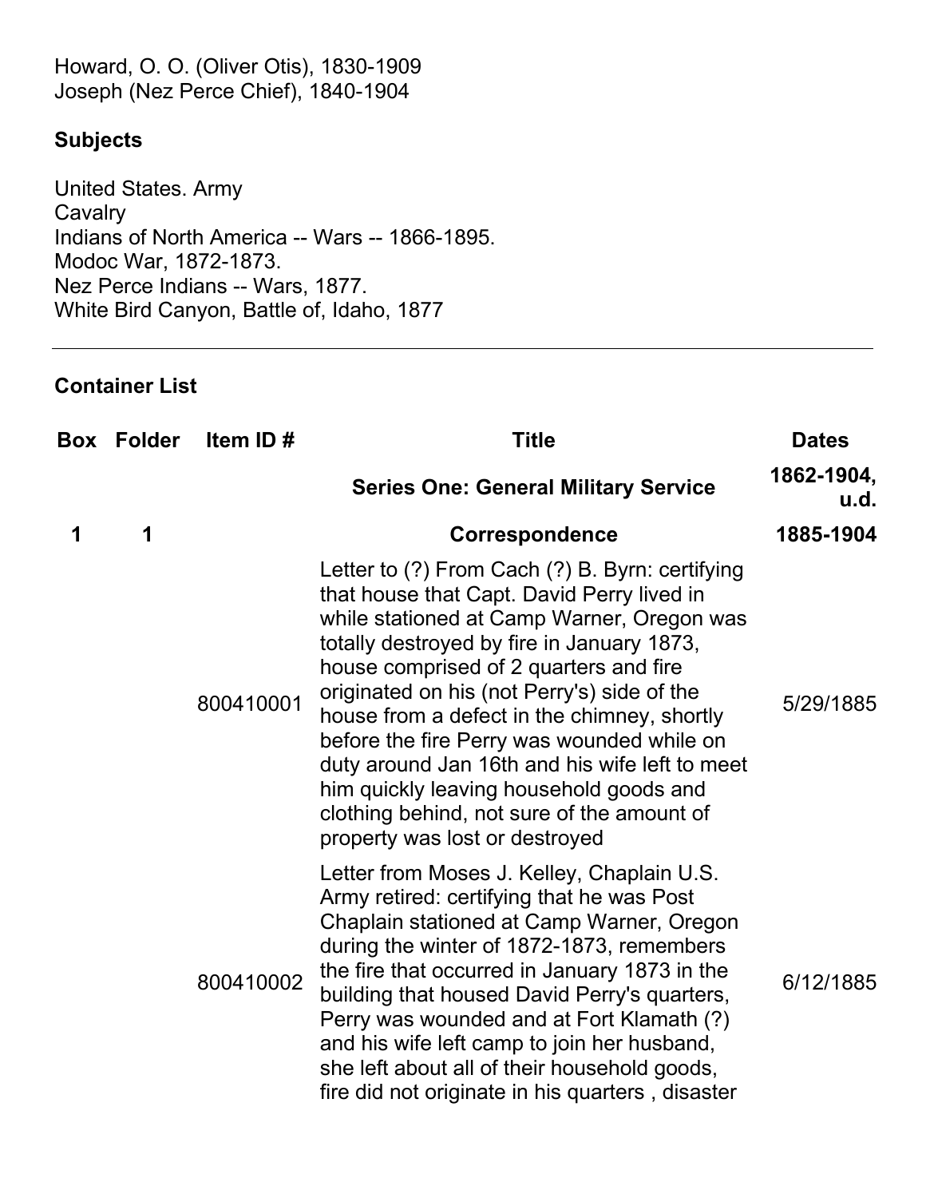Howard, O. O. (Oliver Otis), 1830-1909
Joseph (Nez Perce Chief), 1840-1904

### Subjects

United States. Army
Cavalry
Indians of North America -- Wars -- 1866-1895.
Modoc War, 1872-1873.
Nez Perce Indians -- Wars, 1877.
White Bird Canyon, Battle of, Idaho, 1877

---

### Container List

| Box | Folder | Item ID # | Title | Dates |
|---|---|---|---|---|
| | | | **Series One: General Military Service** | **1862-1904, u.d.** |
| **1** | **1** | | **Correspondence** | **1885-1904** |
| | | 800410001 | Letter to (?) From Cach (?) B. Byrn: certifying that house that Capt. David Perry lived in while stationed at Camp Warner, Oregon was totally destroyed by fire in January 1873, house comprised of 2 quarters and fire originated on his (not Perry's) side of the house from a defect in the chimney, shortly before the fire Perry was wounded while on duty around Jan 16th and his wife left to meet him quickly leaving household goods and clothing behind, not sure of the amount of property was lost or destroyed | 5/29/1885 |
| | | 800410002 | Letter from Moses J. Kelley, Chaplain U.S. Army retired: certifying that he was Post Chaplain stationed at Camp Warner, Oregon during the winter of 1872-1873, remembers the fire that occurred in January 1873 in the building that housed David Perry's quarters, Perry was wounded and at Fort Klamath (?) and his wife left camp to join her husband, she left about all of their household goods, fire did not originate in his quarters , disaster | 6/12/1885 |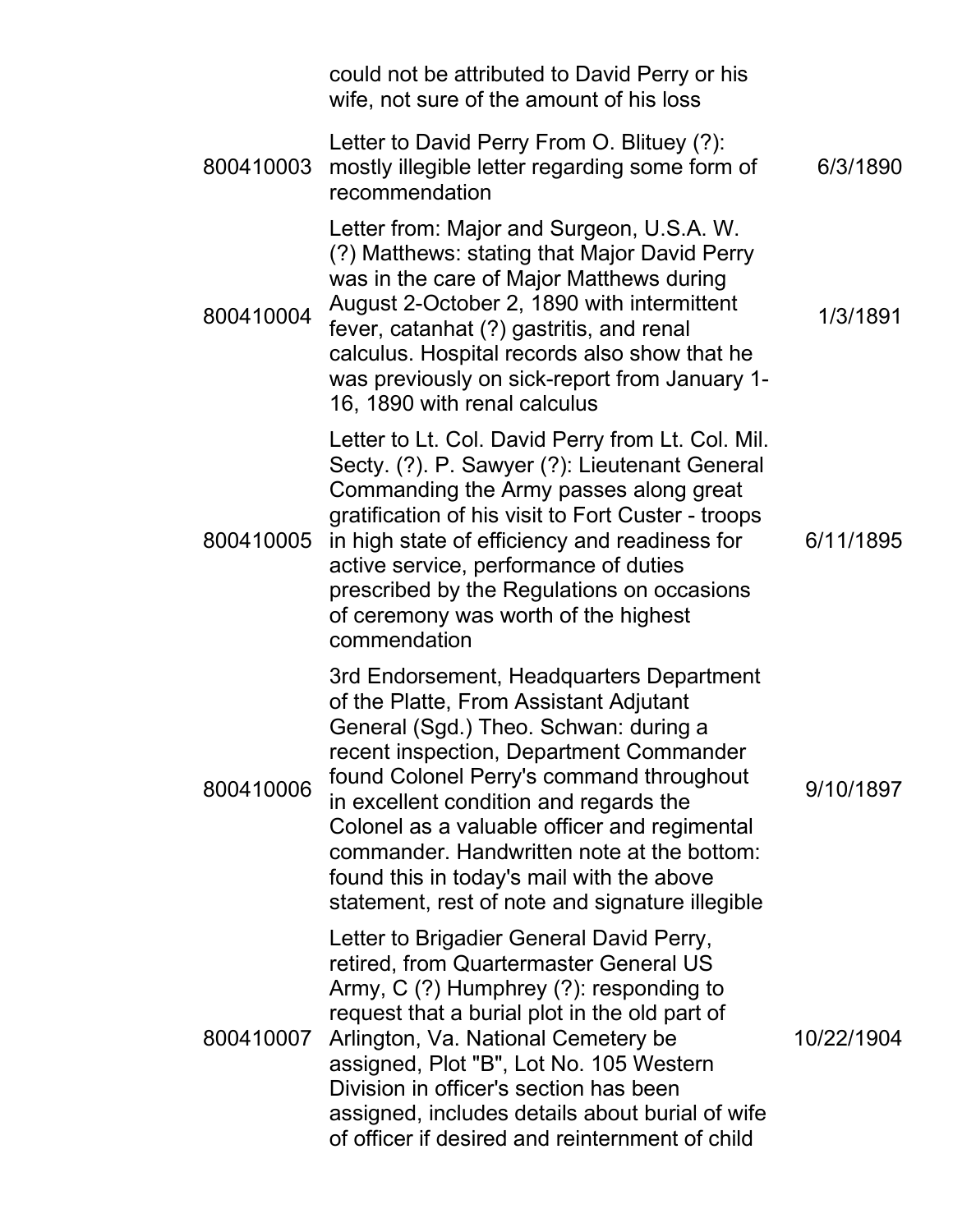| | | |
|---|---|---|
| | could not be attributed to David Perry or his wife, not sure of the amount of his loss | |
| 800410003 | Letter to David Perry From O. Blituey (?): mostly illegible letter regarding some form of recommendation | 6/3/1890 |
| 800410004 | Letter from: Major and Surgeon, U.S.A. W. (?) Matthews: stating that Major David Perry was in the care of Major Matthews during August 2-October 2, 1890 with intermittent fever, catanhat (?) gastritis, and renal calculus. Hospital records also show that he was previously on sick-report from January 1-16, 1890 with renal calculus | 1/3/1891 |
| 800410005 | Letter to Lt. Col. David Perry from Lt. Col. Mil. Secty. (?). P. Sawyer (?): Lieutenant General Commanding the Army passes along great gratification of his visit to Fort Custer - troops in high state of efficiency and readiness for active service, performance of duties prescribed by the Regulations on occasions of ceremony was worth of the highest commendation | 6/11/1895 |
| 800410006 | 3rd Endorsement, Headquarters Department of the Platte, From Assistant Adjutant General (Sgd.) Theo. Schwan: during a recent inspection, Department Commander found Colonel Perry's command throughout in excellent condition and regards the Colonel as a valuable officer and regimental commander. Handwritten note at the bottom: found this in today's mail with the above statement, rest of note and signature illegible | 9/10/1897 |
| 800410007 | Letter to Brigadier General David Perry, retired, from Quartermaster General US Army, C (?) Humphrey (?): responding to request that a burial plot in the old part of Arlington, Va. National Cemetery be assigned, Plot "B", Lot No. 105 Western Division in officer's section has been assigned, includes details about burial of wife of officer if desired and reinternment of child | 10/22/1904 |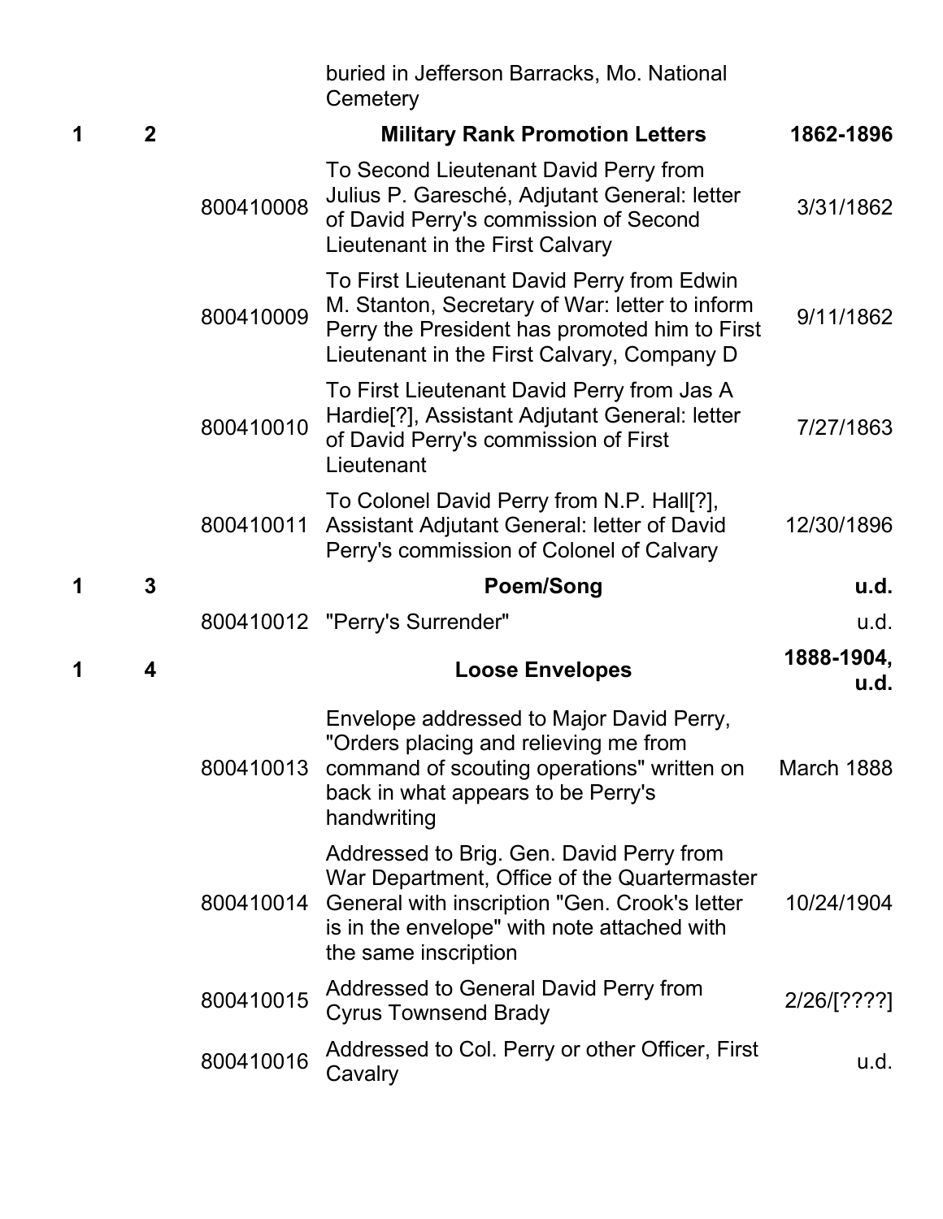| | | | buried in Jefferson Barracks, Mo. National Cemetery | |
|---|---|---|---|---|
| **1** | **2** | | **Military Rank Promotion Letters** | **1862-1896** |
| | | 800410008 | To Second Lieutenant David Perry from Julius P. Garesché, Adjutant General: letter of David Perry's commission of Second Lieutenant in the First Calvary | 3/31/1862 |
| | | 800410009 | To First Lieutenant David Perry from Edwin M. Stanton, Secretary of War: letter to inform Perry the President has promoted him to First Lieutenant in the First Calvary, Company D | 9/11/1862 |
| | | 800410010 | To First Lieutenant David Perry from Jas A Hardie[?], Assistant Adjutant General: letter of David Perry's commission of First Lieutenant | 7/27/1863 |
| | | 800410011 | To Colonel David Perry from N.P. Hall[?], Assistant Adjutant General: letter of David Perry's commission of Colonel of Calvary | 12/30/1896 |
| **1** | **3** | | **Poem/Song** | **u.d.** |
| | | 800410012 | "Perry's Surrender" | u.d. |
| **1** | **4** | | **Loose Envelopes** | **1888-1904, u.d.** |
| | | 800410013 | Envelope addressed to Major David Perry, "Orders placing and relieving me from command of scouting operations" written on back in what appears to be Perry's handwriting | March 1888 |
| | | 800410014 | Addressed to Brig. Gen. David Perry from War Department, Office of the Quartermaster General with inscription "Gen. Crook's letter is in the envelope" with note attached with the same inscription | 10/24/1904 |
| | | 800410015 | Addressed to General David Perry from Cyrus Townsend Brady | 2/26/[????] |
| | | 800410016 | Addressed to Col. Perry or other Officer, First Cavalry | u.d. |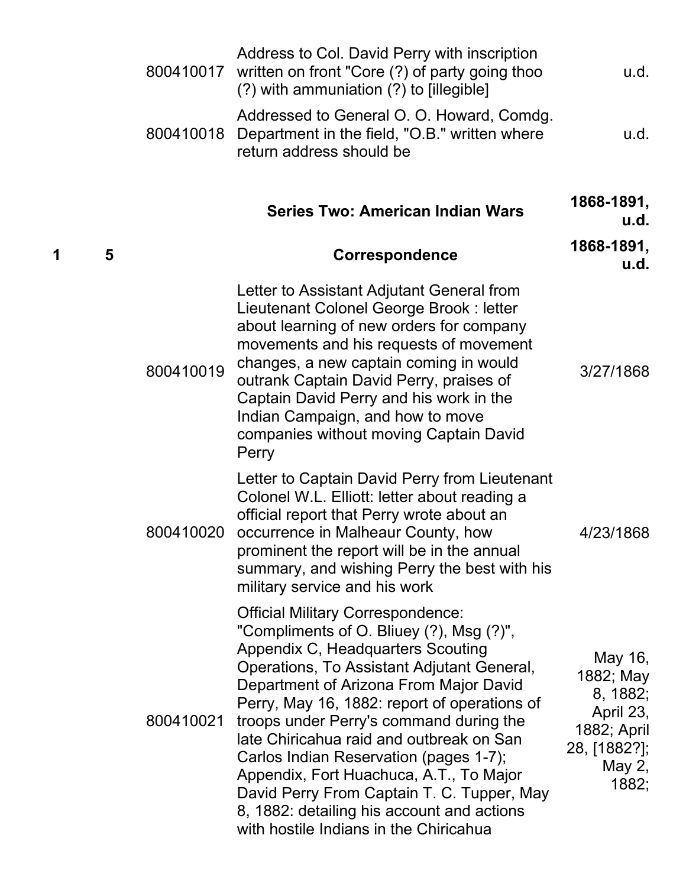| | | | | |
|---|---|---|---|---|
| | | 800410017 | Address to Col. David Perry with inscription written on front "Core (?) of party going thoo (?) with ammuniation (?) to [illegible] | u.d. |
| | | 800410018 | Addressed to General O. O. Howard, Comdg. Department in the field, "O.B." written where return address should be | u.d. |
| | | | **Series Two: American Indian Wars** | **1868-1891, u.d.** |
| **1** | **5** | | **Correspondence** | **1868-1891, u.d.** |
| | | 800410019 | Letter to Assistant Adjutant General from Lieutenant Colonel George Brook : letter about learning of new orders for company movements and his requests of movement changes, a new captain coming in would outrank Captain David Perry, praises of Captain David Perry and his work in the Indian Campaign, and how to move companies without moving Captain David Perry | 3/27/1868 |
| | | 800410020 | Letter to Captain David Perry from Lieutenant Colonel W.L. Elliott: letter about reading a official report that Perry wrote about an occurrence in Malheaur County, how prominent the report will be in the annual summary, and wishing Perry the best with his military service and his work | 4/23/1868 |
| | | 800410021 | Official Military Correspondence: "Compliments of O. Bliuey (?), Msg (?)", Appendix C, Headquarters Scouting Operations, To Assistant Adjutant General, Department of Arizona From Major David Perry, May 16, 1882: report of operations of troops under Perry's command during the late Chiricahua raid and outbreak on San Carlos Indian Reservation (pages 1-7); Appendix, Fort Huachuca, A.T., To Major David Perry From Captain T. C. Tupper, May 8, 1882: detailing his account and actions with hostile Indians in the Chiricahua | May 16, 1882; May 8, 1882; April 23, 1882; April 28, [1882?]; May 2, 1882; |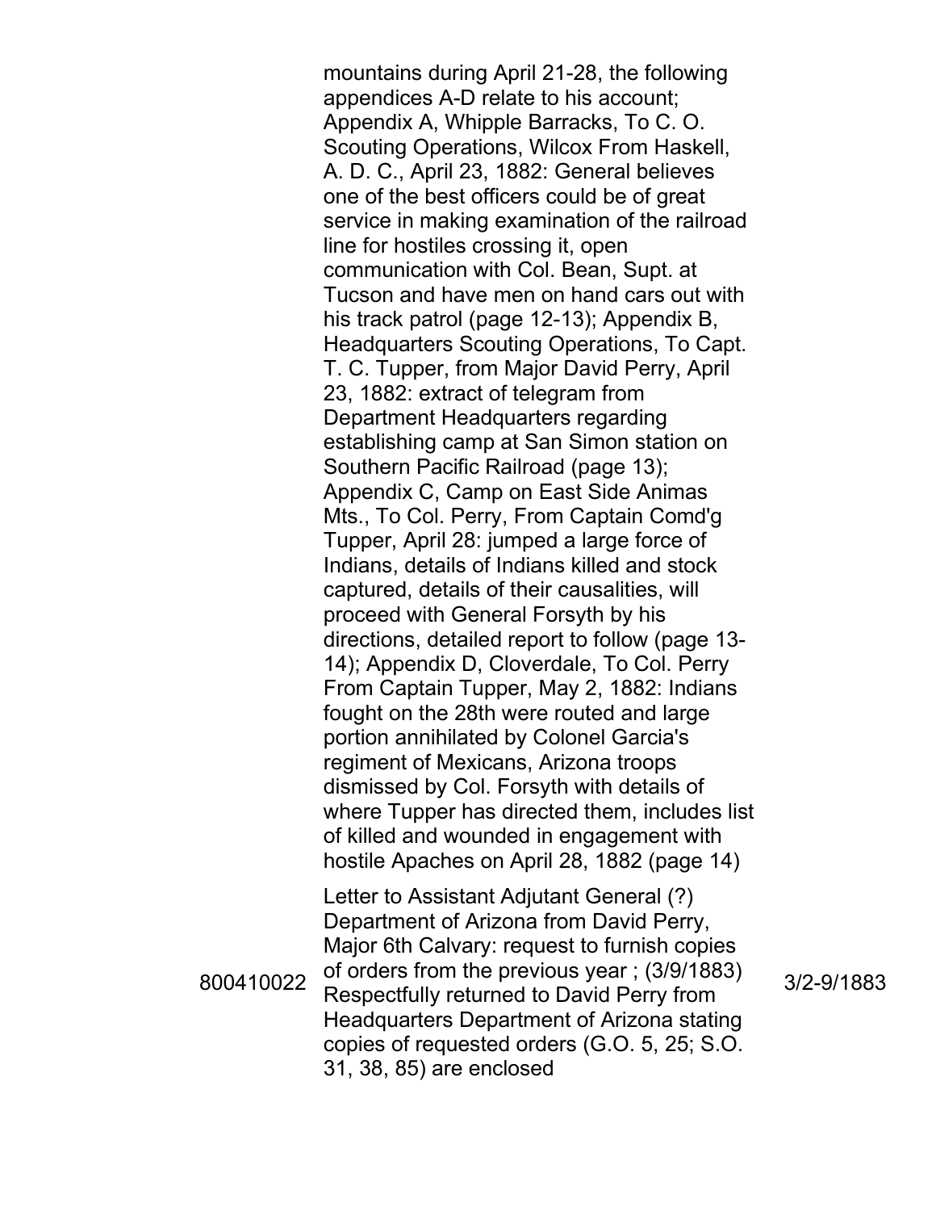| | mountains during April 21-28, the following appendices A-D relate to his account; Appendix A, Whipple Barracks, To C. O. Scouting Operations, Wilcox From Haskell, A. D. C., April 23, 1882: General believes one of the best officers could be of great service in making examination of the railroad line for hostiles crossing it, open communication with Col. Bean, Supt. at Tucson and have men on hand cars out with his track patrol (page 12-13); Appendix B, Headquarters Scouting Operations, To Capt. T. C. Tupper, from Major David Perry, April 23, 1882: extract of telegram from Department Headquarters regarding establishing camp at San Simon station on Southern Pacific Railroad (page 13); Appendix C, Camp on East Side Animas Mts., To Col. Perry, From Captain Comd'g Tupper, April 28: jumped a large force of Indians, details of Indians killed and stock captured, details of their causalities, will proceed with General Forsyth by his directions, detailed report to follow (page 13-14); Appendix D, Cloverdale, To Col. Perry From Captain Tupper, May 2, 1882: Indians fought on the 28th were routed and large portion annihilated by Colonel Garcia's regiment of Mexicans, Arizona troops dismissed by Col. Forsyth with details of where Tupper has directed them, includes list of killed and wounded in engagement with hostile Apaches on April 28, 1882 (page 14) | |
|---|---|---|
| 800410022 | Letter to Assistant Adjutant General (?) Department of Arizona from David Perry, Major 6th Calvary: request to furnish copies of orders from the previous year ; (3/9/1883) Respectfully returned to David Perry from Headquarters Department of Arizona stating copies of requested orders (G.O. 5, 25; S.O. 31, 38, 85) are enclosed | 3/2-9/1883 |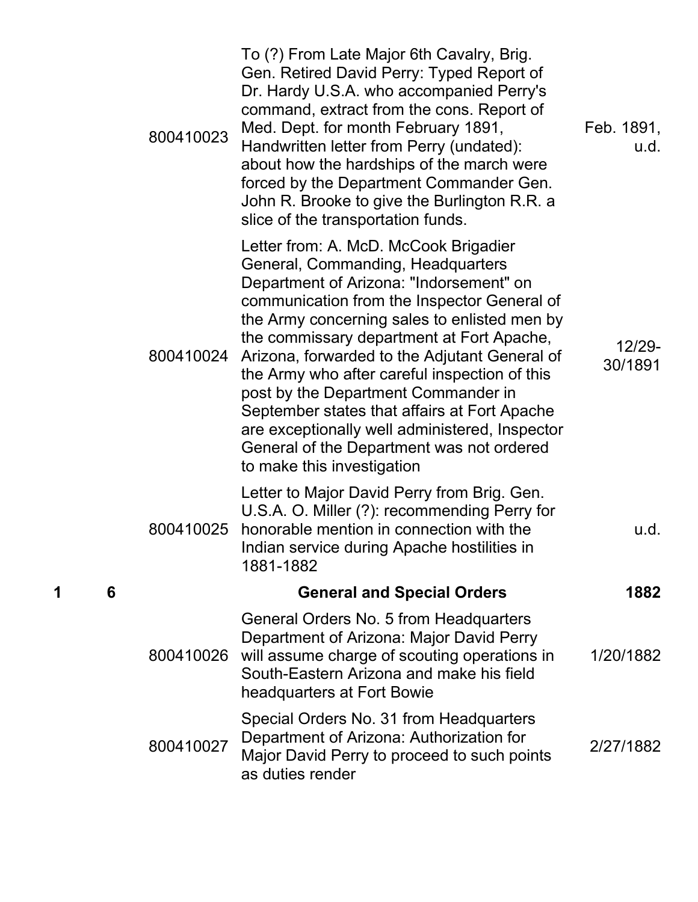| | | | | |
|---|---|---|---|---|
| | | 800410023 | To (?) From Late Major 6th Cavalry, Brig. Gen. Retired David Perry: Typed Report of Dr. Hardy U.S.A. who accompanied Perry's command, extract from the cons. Report of Med. Dept. for month February 1891, Handwritten letter from Perry (undated): about how the hardships of the march were forced by the Department Commander Gen. John R. Brooke to give the Burlington R.R. a slice of the transportation funds. | Feb. 1891, u.d. |
| | | 800410024 | Letter from: A. McD. McCook Brigadier General, Commanding, Headquarters Department of Arizona: "Indorsement" on communication from the Inspector General of the Army concerning sales to enlisted men by the commissary department at Fort Apache, Arizona, forwarded to the Adjutant General of the Army who after careful inspection of this post by the Department Commander in September states that affairs at Fort Apache are exceptionally well administered, Inspector General of the Department was not ordered to make this investigation | 12/29-30/1891 |
| | | 800410025 | Letter to Major David Perry from Brig. Gen. U.S.A. O. Miller (?): recommending Perry for honorable mention in connection with the Indian service during Apache hostilities in 1881-1882 | u.d. |
| **1** | **6** | | **General and Special Orders** | **1882** |
| | | 800410026 | General Orders No. 5 from Headquarters Department of Arizona: Major David Perry will assume charge of scouting operations in South-Eastern Arizona and make his field headquarters at Fort Bowie | 1/20/1882 |
| | | 800410027 | Special Orders No. 31 from Headquarters Department of Arizona: Authorization for Major David Perry to proceed to such points as duties render | 2/27/1882 |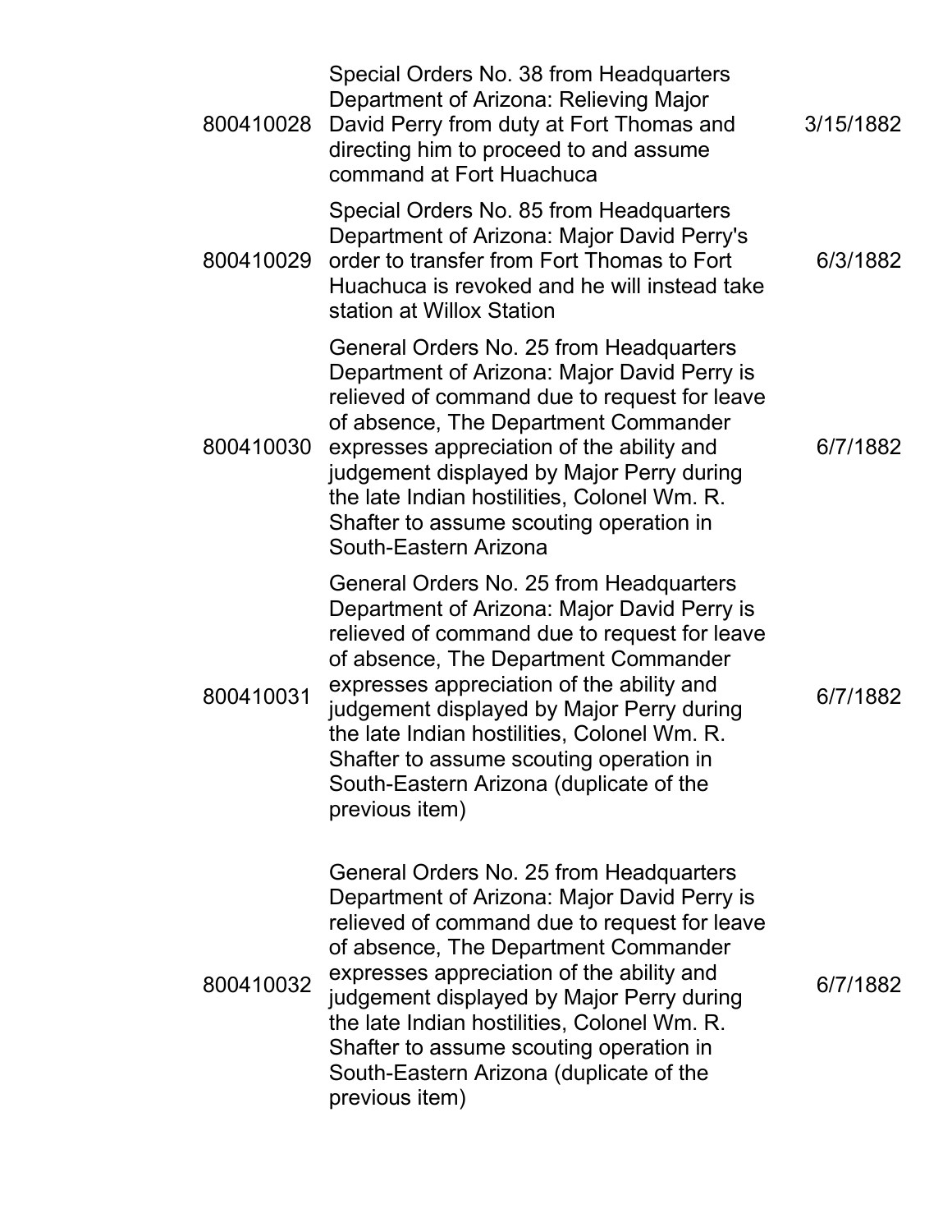| | | |
|---|---|---|
| 800410028 | Special Orders No. 38 from Headquarters Department of Arizona: Relieving Major David Perry from duty at Fort Thomas and directing him to proceed to and assume command at Fort Huachuca | 3/15/1882 |
| 800410029 | Special Orders No. 85 from Headquarters Department of Arizona: Major David Perry's order to transfer from Fort Thomas to Fort Huachuca is revoked and he will instead take station at Willox Station | 6/3/1882 |
| 800410030 | General Orders No. 25 from Headquarters Department of Arizona: Major David Perry is relieved of command due to request for leave of absence, The Department Commander expresses appreciation of the ability and judgement displayed by Major Perry during the late Indian hostilities, Colonel Wm. R. Shafter to assume scouting operation in South-Eastern Arizona | 6/7/1882 |
| 800410031 | General Orders No. 25 from Headquarters Department of Arizona: Major David Perry is relieved of command due to request for leave of absence, The Department Commander expresses appreciation of the ability and judgement displayed by Major Perry during the late Indian hostilities, Colonel Wm. R. Shafter to assume scouting operation in South-Eastern Arizona (duplicate of the previous item) | 6/7/1882 |
| 800410032 | General Orders No. 25 from Headquarters Department of Arizona: Major David Perry is relieved of command due to request for leave of absence, The Department Commander expresses appreciation of the ability and judgement displayed by Major Perry during the late Indian hostilities, Colonel Wm. R. Shafter to assume scouting operation in South-Eastern Arizona (duplicate of the previous item) | 6/7/1882 |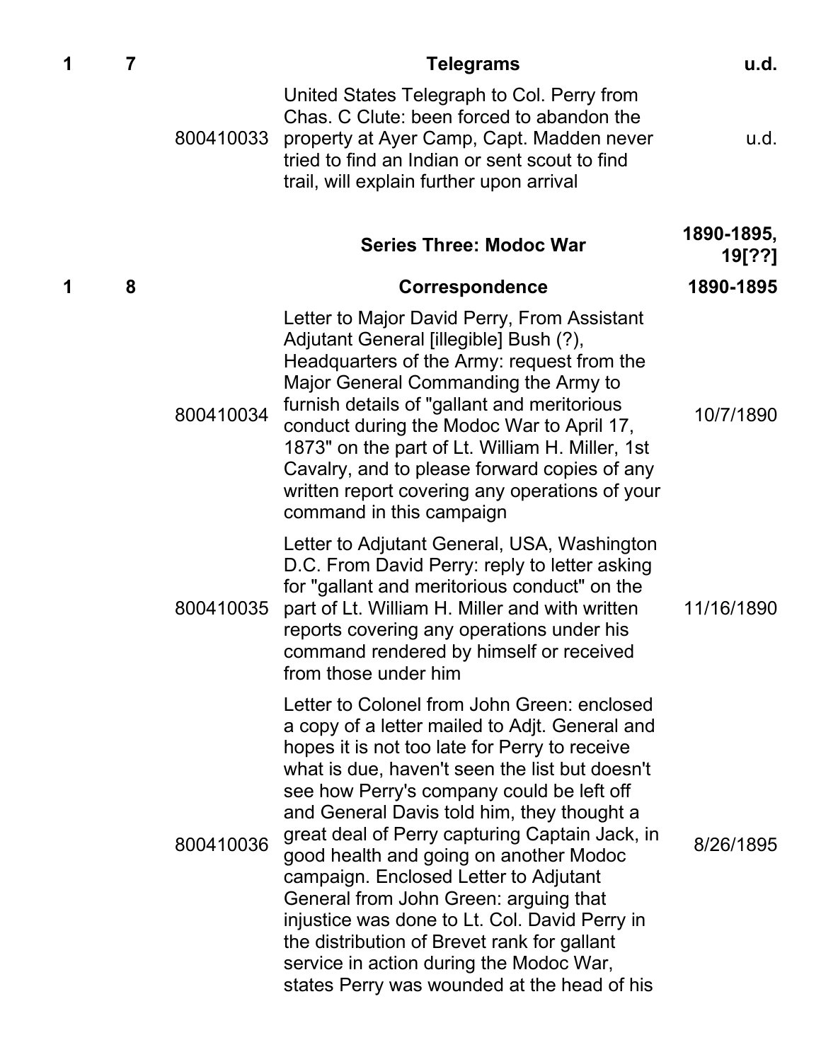| | | | | |
|---|---|---|---|---|
| **1** | **7** | | **Telegrams** | **u.d.** |
| | | 800410033 | United States Telegraph to Col. Perry from Chas. C Clute: been forced to abandon the property at Ayer Camp, Capt. Madden never tried to find an Indian or sent scout to find trail, will explain further upon arrival | u.d. |
| | | | **Series Three: Modoc War** | **1890-1895, 19[??]** |
| **1** | **8** | | **Correspondence** | **1890-1895** |
| | | 800410034 | Letter to Major David Perry, From Assistant Adjutant General [illegible] Bush (?), Headquarters of the Army: request from the Major General Commanding the Army to furnish details of "gallant and meritorious conduct during the Modoc War to April 17, 1873" on the part of Lt. William H. Miller, 1st Cavalry, and to please forward copies of any written report covering any operations of your command in this campaign | 10/7/1890 |
| | | 800410035 | Letter to Adjutant General, USA, Washington D.C. From David Perry: reply to letter asking for "gallant and meritorious conduct" on the part of Lt. William H. Miller and with written reports covering any operations under his command rendered by himself or received from those under him | 11/16/1890 |
| | | 800410036 | Letter to Colonel from John Green: enclosed a copy of a letter mailed to Adjt. General and hopes it is not too late for Perry to receive what is due, haven't seen the list but doesn't see how Perry's company could be left off and General Davis told him, they thought a great deal of Perry capturing Captain Jack, in good health and going on another Modoc campaign. Enclosed Letter to Adjutant General from John Green: arguing that injustice was done to Lt. Col. David Perry in the distribution of Brevet rank for gallant service in action during the Modoc War, states Perry was wounded at the head of his | 8/26/1895 |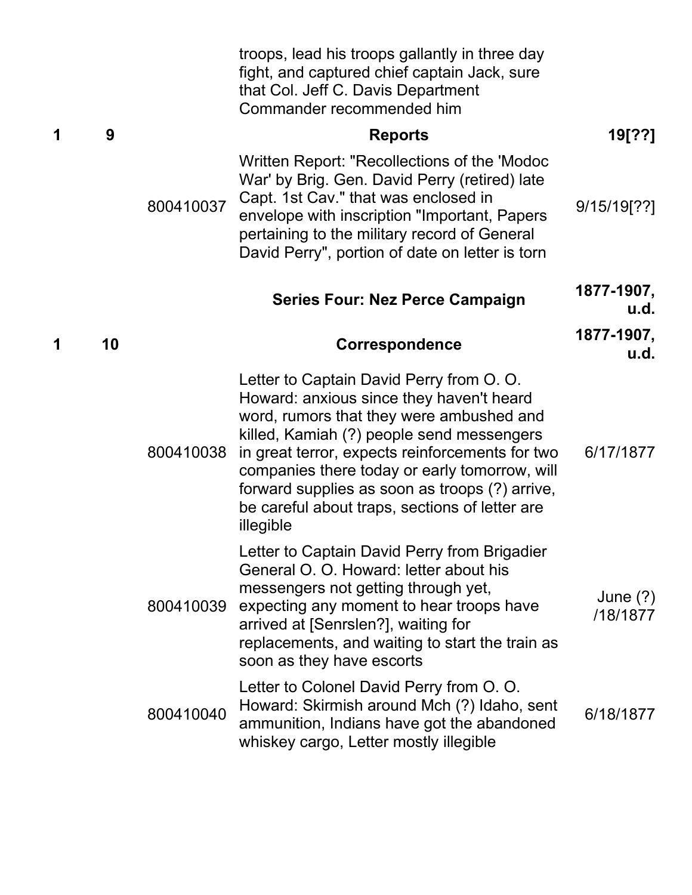| Box | Folder | Item ID | Description | Date |
|---|---|---|---|---|
| | | | troops, lead his troops gallantly in three day fight, and captured chief captain Jack, sure that Col. Jeff C. Davis Department Commander recommended him | |
| **1** | **9** | | **Reports** | **19[??]** |
| | | 800410037 | Written Report: "Recollections of the 'Modoc War' by Brig. Gen. David Perry (retired) late Capt. 1st Cav." that was enclosed in envelope with inscription "Important, Papers pertaining to the military record of General David Perry", portion of date on letter is torn | 9/15/19[??] |
| | | | **Series Four: Nez Perce Campaign** | **1877-1907, u.d.** |
| **1** | **10** | | **Correspondence** | **1877-1907, u.d.** |
| | | 800410038 | Letter to Captain David Perry from O. O. Howard: anxious since they haven't heard word, rumors that they were ambushed and killed, Kamiah (?) people send messengers in great terror, expects reinforcements for two companies there today or early tomorrow, will forward supplies as soon as troops (?) arrive, be careful about traps, sections of letter are illegible | 6/17/1877 |
| | | 800410039 | Letter to Captain David Perry from Brigadier General O. O. Howard: letter about his messengers not getting through yet, expecting any moment to hear troops have arrived at [Senrslen?], waiting for replacements, and waiting to start the train as soon as they have escorts | June (?) /18/1877 |
| | | 800410040 | Letter to Colonel David Perry from O. O. Howard: Skirmish around Mch (?) Idaho, sent ammunition, Indians have got the abandoned whiskey cargo, Letter mostly illegible | 6/18/1877 |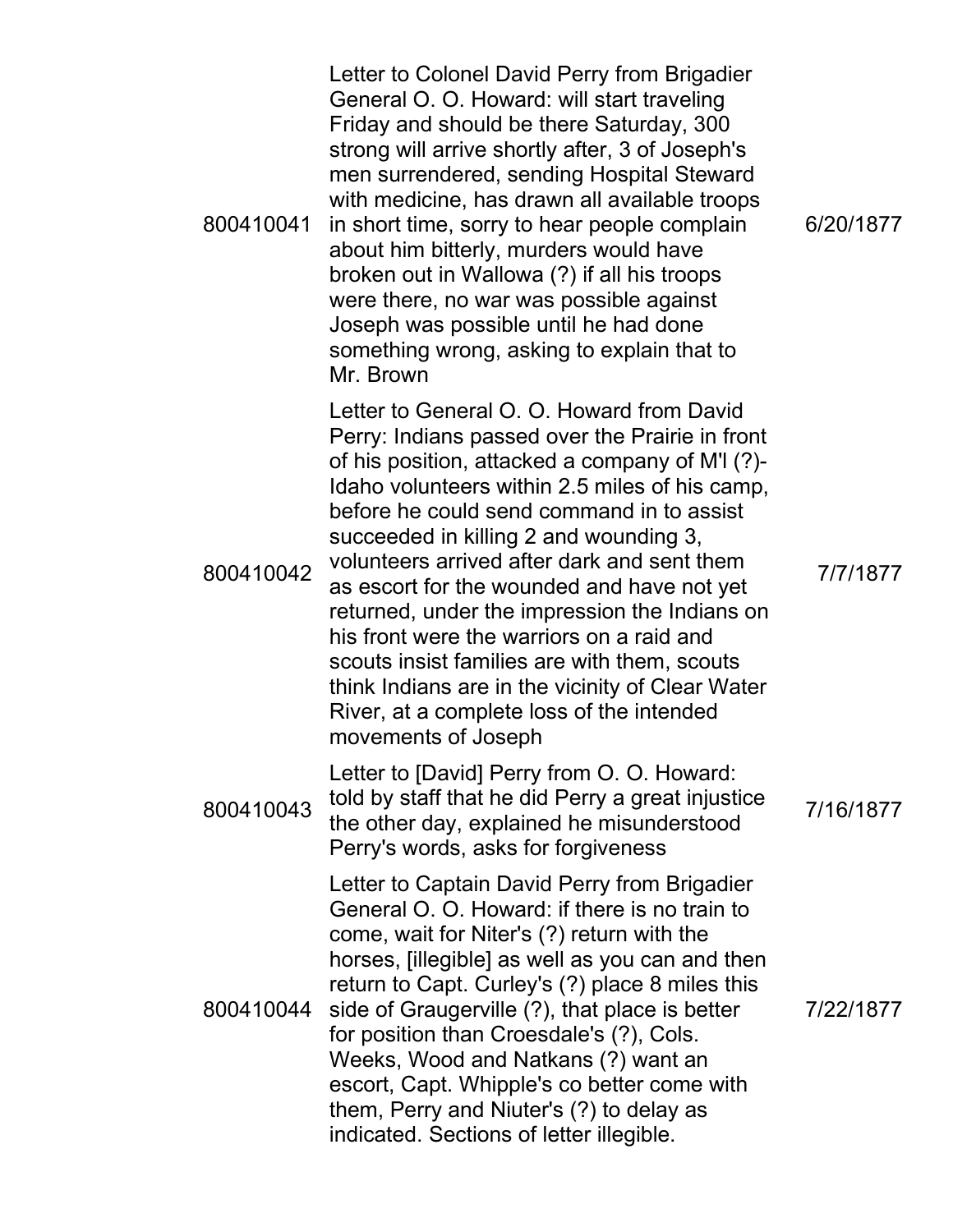| | | |
|---|---|---|
| 800410041 | Letter to Colonel David Perry from Brigadier General O. O. Howard: will start traveling Friday and should be there Saturday, 300 strong will arrive shortly after, 3 of Joseph's men surrendered, sending Hospital Steward with medicine, has drawn all available troops in short time, sorry to hear people complain about him bitterly, murders would have broken out in Wallowa (?) if all his troops were there, no war was possible against Joseph was possible until he had done something wrong, asking to explain that to Mr. Brown | 6/20/1877 |
| 800410042 | Letter to General O. O. Howard from David Perry: Indians passed over the Prairie in front of his position, attacked a company of M'l (?)-Idaho volunteers within 2.5 miles of his camp, before he could send command in to assist succeeded in killing 2 and wounding 3, volunteers arrived after dark and sent them as escort for the wounded and have not yet returned, under the impression the Indians on his front were the warriors on a raid and scouts insist families are with them, scouts think Indians are in the vicinity of Clear Water River, at a complete loss of the intended movements of Joseph | 7/7/1877 |
| 800410043 | Letter to [David] Perry from O. O. Howard: told by staff that he did Perry a great injustice the other day, explained he misunderstood Perry's words, asks for forgiveness | 7/16/1877 |
| 800410044 | Letter to Captain David Perry from Brigadier General O. O. Howard: if there is no train to come, wait for Niter's (?) return with the horses, [illegible] as well as you can and then return to Capt. Curley's (?) place 8 miles this side of Graugerville (?), that place is better for position than Croesdale's (?), Cols. Weeks, Wood and Natkans (?) want an escort, Capt. Whipple's co better come with them, Perry and Niuter's (?) to delay as indicated. Sections of letter illegible. | 7/22/1877 |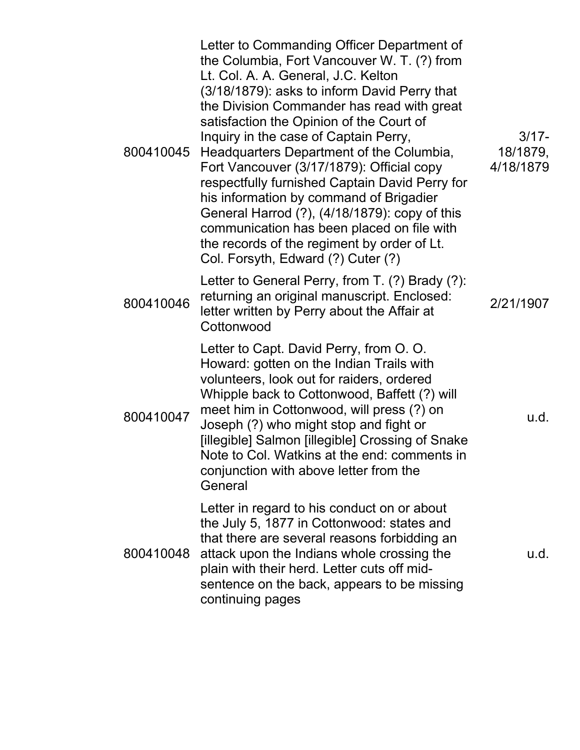| | | |
|---|---|---|
| 800410045 | Letter to Commanding Officer Department of the Columbia, Fort Vancouver W. T. (?) from Lt. Col. A. A. General, J.C. Kelton (3/18/1879): asks to inform David Perry that the Division Commander has read with great satisfaction the Opinion of the Court of Inquiry in the case of Captain Perry, Headquarters Department of the Columbia, Fort Vancouver (3/17/1879): Official copy respectfully furnished Captain David Perry for his information by command of Brigadier General Harrod (?), (4/18/1879): copy of this communication has been placed on file with the records of the regiment by order of Lt. Col. Forsyth, Edward (?) Cuter (?) | 3/17-18/1879, 4/18/1879 |
| 800410046 | Letter to General Perry, from T. (?) Brady (?): returning an original manuscript. Enclosed: letter written by Perry about the Affair at Cottonwood | 2/21/1907 |
| 800410047 | Letter to Capt. David Perry, from O. O. Howard: gotten on the Indian Trails with volunteers, look out for raiders, ordered Whipple back to Cottonwood, Baffett (?) will meet him in Cottonwood, will press (?) on Joseph (?) who might stop and fight or [illegible] Salmon [illegible] Crossing of Snake Note to Col. Watkins at the end: comments in conjunction with above letter from the General | u.d. |
| 800410048 | Letter in regard to his conduct on or about the July 5, 1877 in Cottonwood: states and that there are several reasons forbidding an attack upon the Indians whole crossing the plain with their herd. Letter cuts off mid-sentence on the back, appears to be missing continuing pages | u.d. |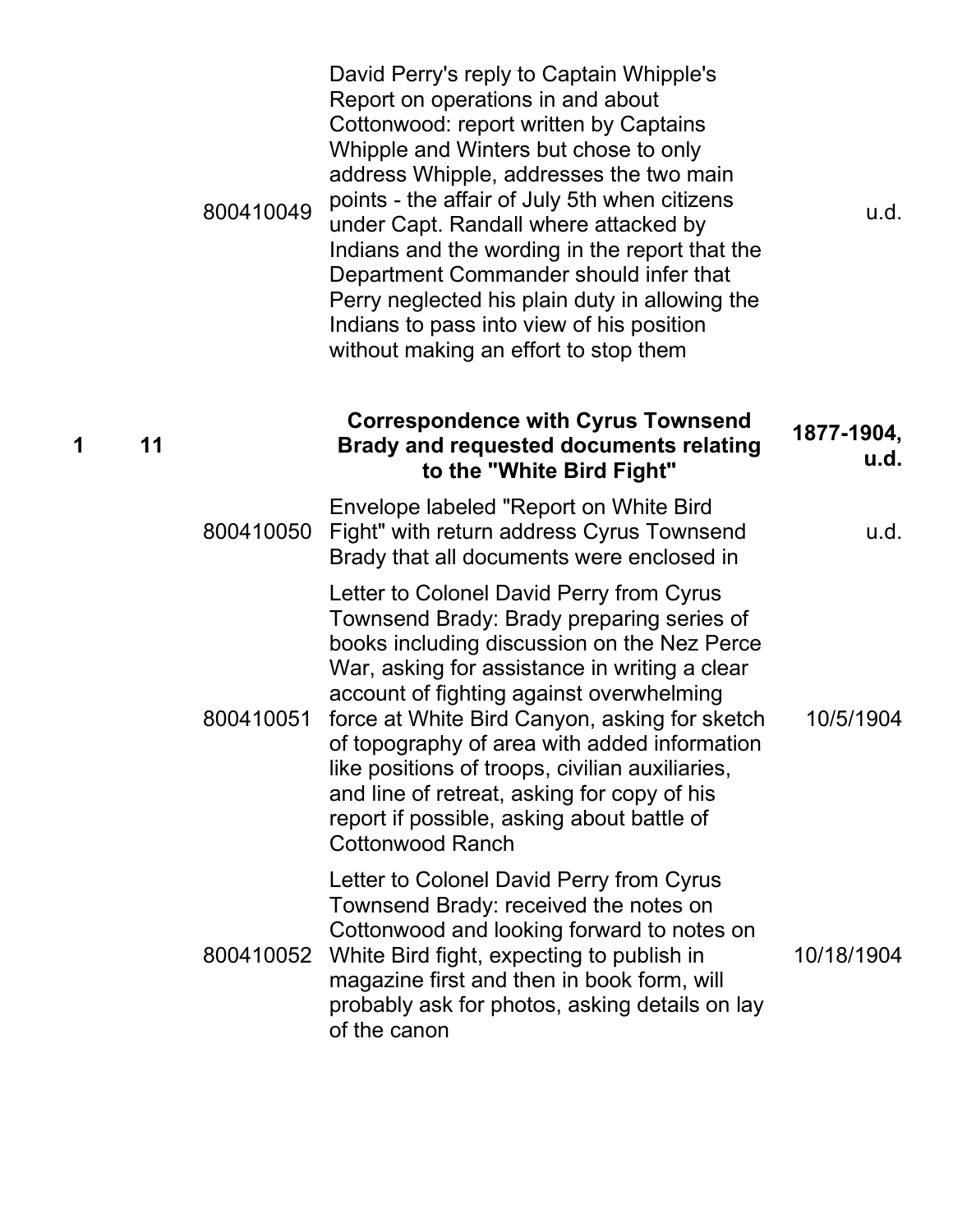| Box | Folder | Item | Description | Date |
|---|---|---|---|---|
| | | 800410049 | David Perry's reply to Captain Whipple's Report on operations in and about Cottonwood: report written by Captains Whipple and Winters but chose to only address Whipple, addresses the two main points - the affair of July 5th when citizens under Capt. Randall where attacked by Indians and the wording in the report that the Department Commander should infer that Perry neglected his plain duty in allowing the Indians to pass into view of his position without making an effort to stop them | u.d. |
| **1** | **11** | | **Correspondence with Cyrus Townsend Brady and requested documents relating to the "White Bird Fight"** | **1877-1904, u.d.** |
| | | 800410050 | Envelope labeled "Report on White Bird Fight" with return address Cyrus Townsend Brady that all documents were enclosed in | u.d. |
| | | 800410051 | Letter to Colonel David Perry from Cyrus Townsend Brady: Brady preparing series of books including discussion on the Nez Perce War, asking for assistance in writing a clear account of fighting against overwhelming force at White Bird Canyon, asking for sketch of topography of area with added information like positions of troops, civilian auxiliaries, and line of retreat, asking for copy of his report if possible, asking about battle of Cottonwood Ranch | 10/5/1904 |
| | | 800410052 | Letter to Colonel David Perry from Cyrus Townsend Brady: received the notes on Cottonwood and looking forward to notes on White Bird fight, expecting to publish in magazine first and then in book form, will probably ask for photos, asking details on lay of the canon | 10/18/1904 |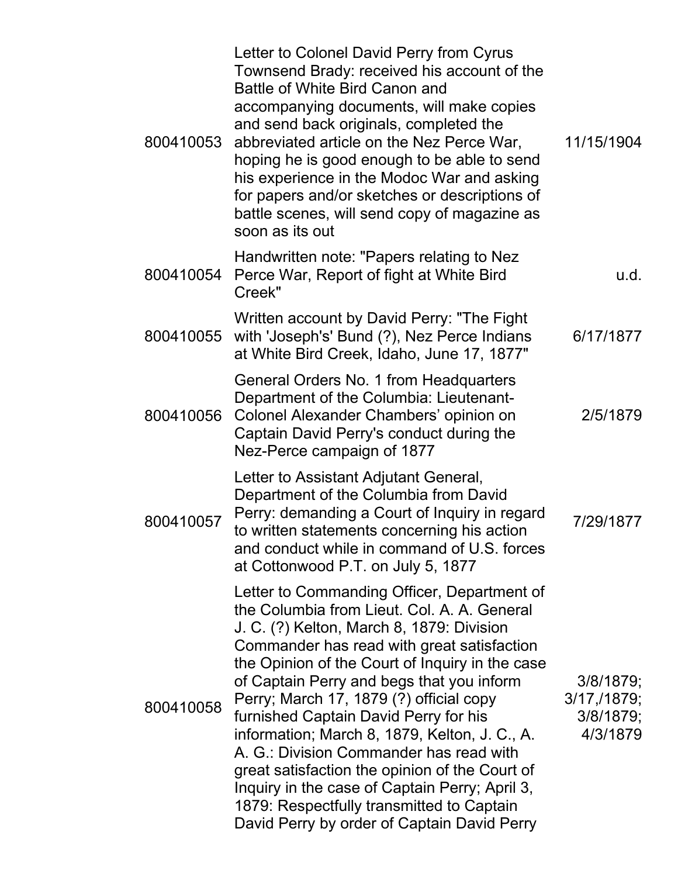| | | |
|---|---|---|
| 800410053 | Letter to Colonel David Perry from Cyrus Townsend Brady: received his account of the Battle of White Bird Canon and accompanying documents, will make copies and send back originals, completed the abbreviated article on the Nez Perce War, hoping he is good enough to be able to send his experience in the Modoc War and asking for papers and/or sketches or descriptions of battle scenes, will send copy of magazine as soon as its out | 11/15/1904 |
| 800410054 | Handwritten note: "Papers relating to Nez Perce War, Report of fight at White Bird Creek" | u.d. |
| 800410055 | Written account by David Perry: "The Fight with 'Joseph's' Bund (?), Nez Perce Indians at White Bird Creek, Idaho, June 17, 1877" | 6/17/1877 |
| 800410056 | General Orders No. 1 from Headquarters Department of the Columbia: Lieutenant-Colonel Alexander Chambers' opinion on Captain David Perry's conduct during the Nez-Perce campaign of 1877 | 2/5/1879 |
| 800410057 | Letter to Assistant Adjutant General, Department of the Columbia from David Perry: demanding a Court of Inquiry in regard to written statements concerning his action and conduct while in command of U.S. forces at Cottonwood P.T. on July 5, 1877 | 7/29/1877 |
| 800410058 | Letter to Commanding Officer, Department of the Columbia from Lieut. Col. A. A. General J. C. (?) Kelton, March 8, 1879: Division Commander has read with great satisfaction the Opinion of the Court of Inquiry in the case of Captain Perry and begs that you inform Perry; March 17, 1879 (?) official copy furnished Captain David Perry for his information; March 8, 1879, Kelton, J. C., A. A. G.: Division Commander has read with great satisfaction the opinion of the Court of Inquiry in the case of Captain Perry; April 3, 1879: Respectfully transmitted to Captain David Perry by order of Captain David Perry | 3/8/1879; 3/17,/1879; 3/8/1879; 4/3/1879 |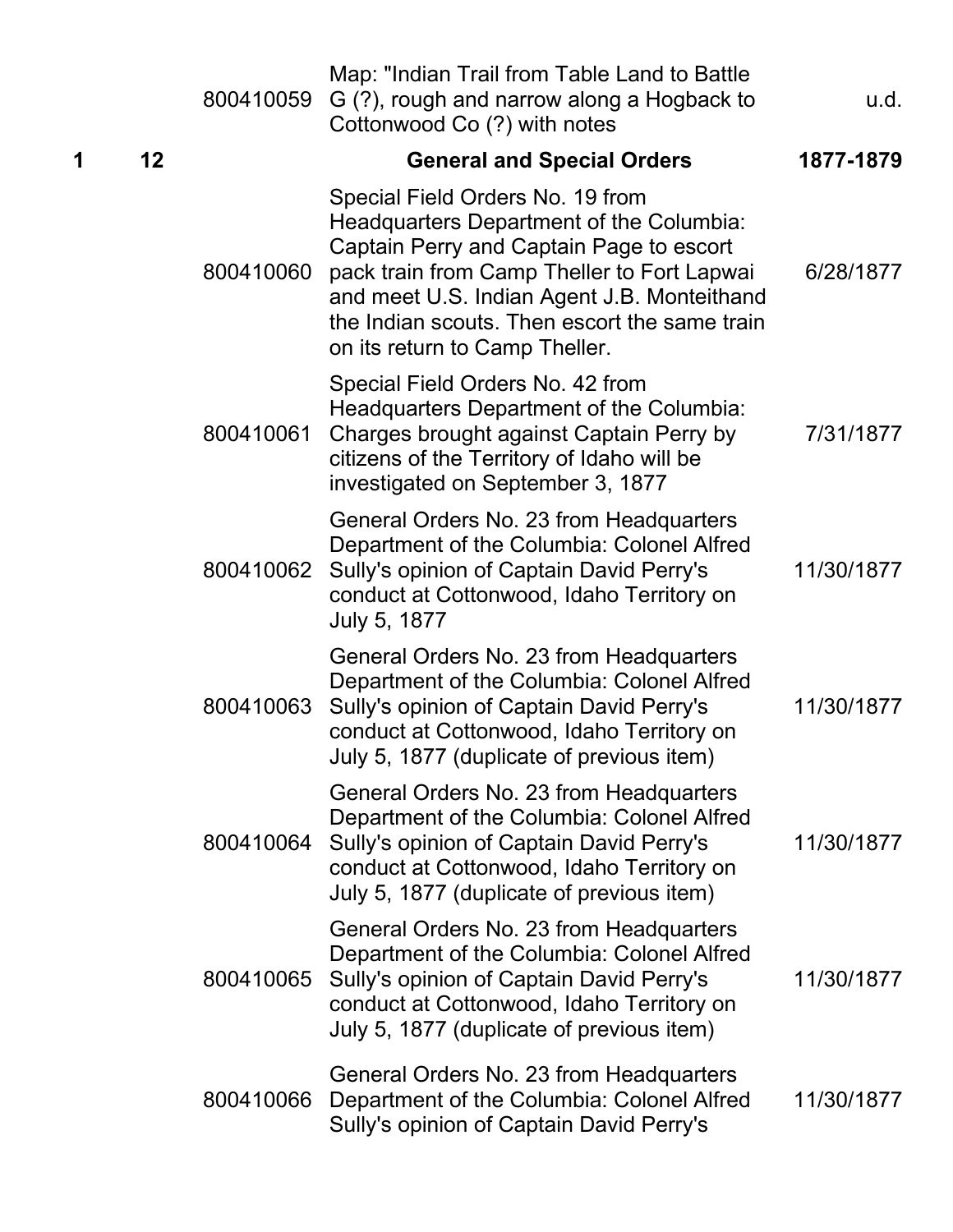| Box | Folder | Item ID | Description | Date |
|---|---|---|---|---|
| | | 800410059 | Map: "Indian Trail from Table Land to Battle G (?), rough and narrow along a Hogback to Cottonwood Co (?) with notes | u.d. |
| **1** | **12** | | **General and Special Orders** | **1877-1879** |
| | | 800410060 | Special Field Orders No. 19 from Headquarters Department of the Columbia: Captain Perry and Captain Page to escort pack train from Camp Theller to Fort Lapwai and meet U.S. Indian Agent J.B. Monteithand the Indian scouts. Then escort the same train on its return to Camp Theller. | 6/28/1877 |
| | | 800410061 | Special Field Orders No. 42 from Headquarters Department of the Columbia: Charges brought against Captain Perry by citizens of the Territory of Idaho will be investigated on September 3, 1877 | 7/31/1877 |
| | | 800410062 | General Orders No. 23 from Headquarters Department of the Columbia: Colonel Alfred Sully's opinion of Captain David Perry's conduct at Cottonwood, Idaho Territory on July 5, 1877 | 11/30/1877 |
| | | 800410063 | General Orders No. 23 from Headquarters Department of the Columbia: Colonel Alfred Sully's opinion of Captain David Perry's conduct at Cottonwood, Idaho Territory on July 5, 1877 (duplicate of previous item) | 11/30/1877 |
| | | 800410064 | General Orders No. 23 from Headquarters Department of the Columbia: Colonel Alfred Sully's opinion of Captain David Perry's conduct at Cottonwood, Idaho Territory on July 5, 1877 (duplicate of previous item) | 11/30/1877 |
| | | 800410065 | General Orders No. 23 from Headquarters Department of the Columbia: Colonel Alfred Sully's opinion of Captain David Perry's conduct at Cottonwood, Idaho Territory on July 5, 1877 (duplicate of previous item) | 11/30/1877 |
| | | 800410066 | General Orders No. 23 from Headquarters Department of the Columbia: Colonel Alfred Sully's opinion of Captain David Perry's | 11/30/1877 |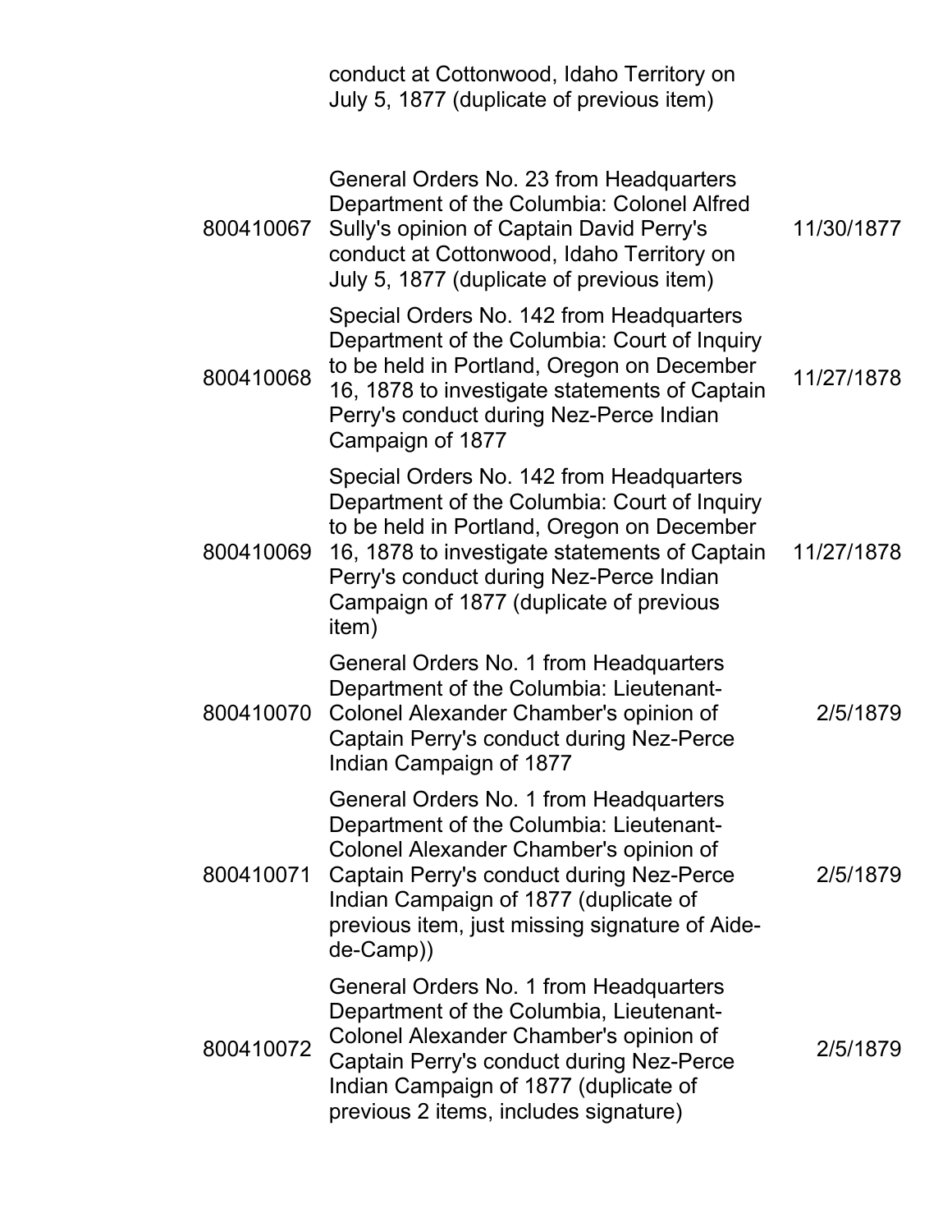| | | |
|---|---|---|
| | conduct at Cottonwood, Idaho Territory on July 5, 1877 (duplicate of previous item) | |
| 800410067 | General Orders No. 23 from Headquarters Department of the Columbia: Colonel Alfred Sully's opinion of Captain David Perry's conduct at Cottonwood, Idaho Territory on July 5, 1877 (duplicate of previous item) | 11/30/1877 |
| 800410068 | Special Orders No. 142 from Headquarters Department of the Columbia: Court of Inquiry to be held in Portland, Oregon on December 16, 1878 to investigate statements of Captain Perry's conduct during Nez-Perce Indian Campaign of 1877 | 11/27/1878 |
| 800410069 | Special Orders No. 142 from Headquarters Department of the Columbia: Court of Inquiry to be held in Portland, Oregon on December 16, 1878 to investigate statements of Captain Perry's conduct during Nez-Perce Indian Campaign of 1877 (duplicate of previous item) | 11/27/1878 |
| 800410070 | General Orders No. 1 from Headquarters Department of the Columbia: Lieutenant-Colonel Alexander Chamber's opinion of Captain Perry's conduct during Nez-Perce Indian Campaign of 1877 | 2/5/1879 |
| 800410071 | General Orders No. 1 from Headquarters Department of the Columbia: Lieutenant-Colonel Alexander Chamber's opinion of Captain Perry's conduct during Nez-Perce Indian Campaign of 1877 (duplicate of previous item, just missing signature of Aide-de-Camp)) | 2/5/1879 |
| 800410072 | General Orders No. 1 from Headquarters Department of the Columbia, Lieutenant-Colonel Alexander Chamber's opinion of Captain Perry's conduct during Nez-Perce Indian Campaign of 1877 (duplicate of previous 2 items, includes signature) | 2/5/1879 |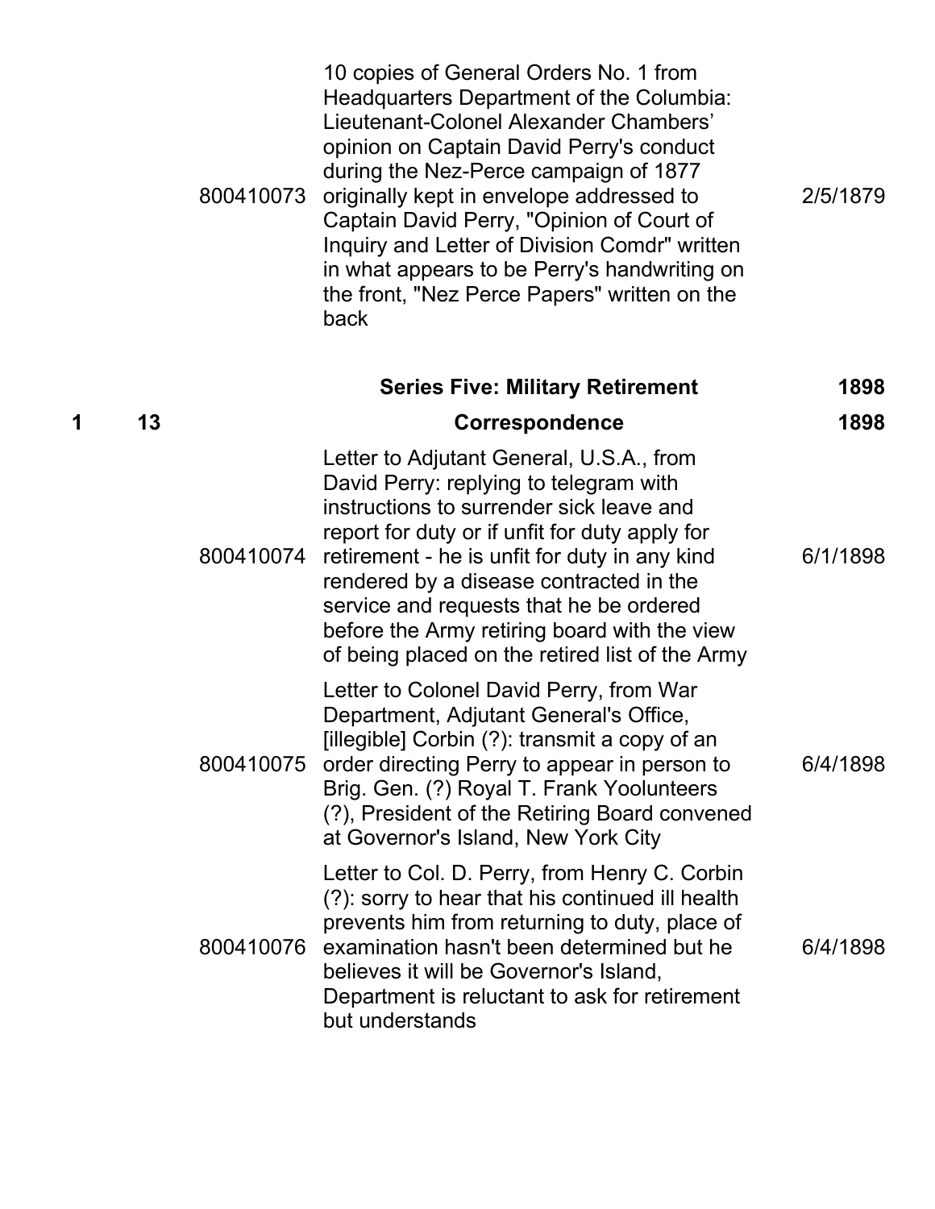| Box | Folder | Item ID | Description | Date |
|---|---|---|---|---|
| | | 800410073 | 10 copies of General Orders No. 1 from Headquarters Department of the Columbia: Lieutenant-Colonel Alexander Chambers' opinion on Captain David Perry's conduct during the Nez-Perce campaign of 1877 originally kept in envelope addressed to Captain David Perry, "Opinion of Court of Inquiry and Letter of Division Comdr" written in what appears to be Perry's handwriting on the front, "Nez Perce Papers" written on the back | 2/5/1879 |
| | | | **Series Five: Military Retirement** | **1898** |
| **1** | **13** | | **Correspondence** | **1898** |
| | | 800410074 | Letter to Adjutant General, U.S.A., from David Perry: replying to telegram with instructions to surrender sick leave and report for duty or if unfit for duty apply for retirement - he is unfit for duty in any kind rendered by a disease contracted in the service and requests that he be ordered before the Army retiring board with the view of being placed on the retired list of the Army | 6/1/1898 |
| | | 800410075 | Letter to Colonel David Perry, from War Department, Adjutant General's Office, [illegible] Corbin (?): transmit a copy of an order directing Perry to appear in person to Brig. Gen. (?) Royal T. Frank Yoolunteers (?), President of the Retiring Board convened at Governor's Island, New York City | 6/4/1898 |
| | | 800410076 | Letter to Col. D. Perry, from Henry C. Corbin (?): sorry to hear that his continued ill health prevents him from returning to duty, place of examination hasn't been determined but he believes it will be Governor's Island, Department is reluctant to ask for retirement but understands | 6/4/1898 |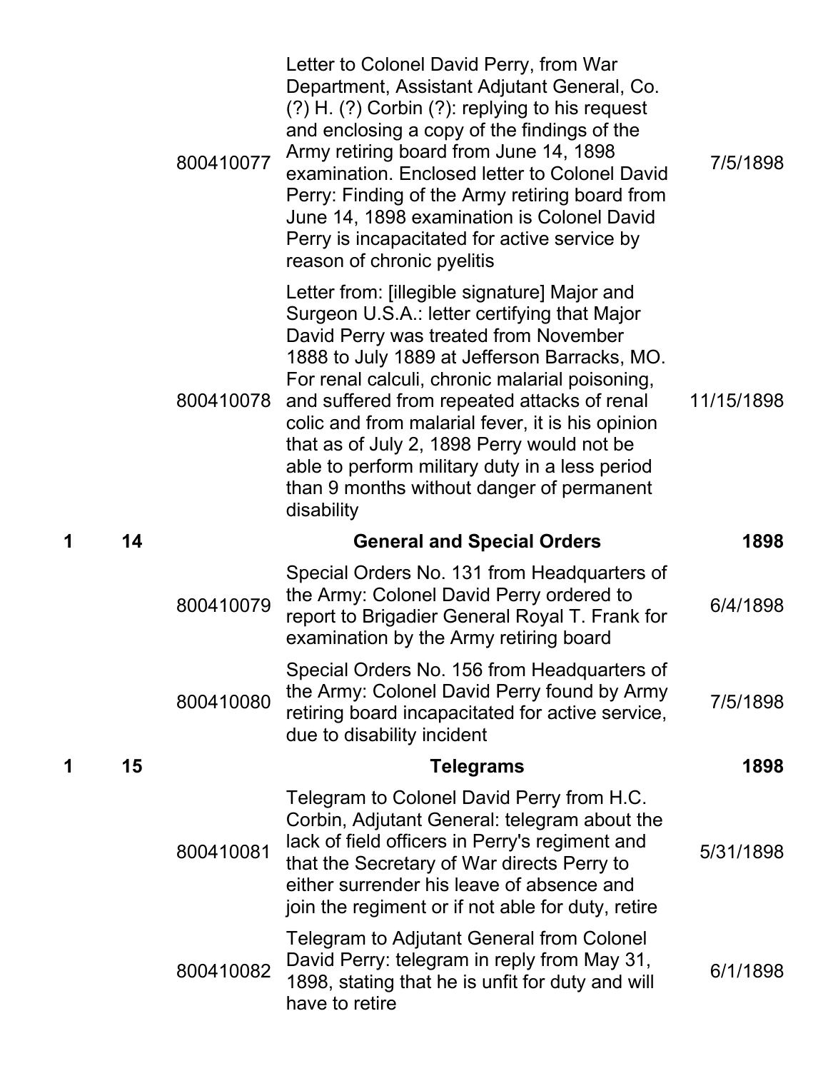| | | | | |
|---|---|---|---|---|
| | | 800410077 | Letter to Colonel David Perry, from War Department, Assistant Adjutant General, Co. (?) H. (?) Corbin (?): replying to his request and enclosing a copy of the findings of the Army retiring board from June 14, 1898 examination. Enclosed letter to Colonel David Perry: Finding of the Army retiring board from June 14, 1898 examination is Colonel David Perry is incapacitated for active service by reason of chronic pyelitis | 7/5/1898 |
| | | 800410078 | Letter from: [illegible signature] Major and Surgeon U.S.A.: letter certifying that Major David Perry was treated from November 1888 to July 1889 at Jefferson Barracks, MO. For renal calculi, chronic malarial poisoning, and suffered from repeated attacks of renal colic and from malarial fever, it is his opinion that as of July 2, 1898 Perry would not be able to perform military duty in a less period than 9 months without danger of permanent disability | 11/15/1898 |
| **1** | **14** | | **General and Special Orders** | **1898** |
| | | 800410079 | Special Orders No. 131 from Headquarters of the Army: Colonel David Perry ordered to report to Brigadier General Royal T. Frank for examination by the Army retiring board | 6/4/1898 |
| | | 800410080 | Special Orders No. 156 from Headquarters of the Army: Colonel David Perry found by Army retiring board incapacitated for active service, due to disability incident | 7/5/1898 |
| **1** | **15** | | **Telegrams** | **1898** |
| | | 800410081 | Telegram to Colonel David Perry from H.C. Corbin, Adjutant General: telegram about the lack of field officers in Perry's regiment and that the Secretary of War directs Perry to either surrender his leave of absence and join the regiment or if not able for duty, retire | 5/31/1898 |
| | | 800410082 | Telegram to Adjutant General from Colonel David Perry: telegram in reply from May 31, 1898, stating that he is unfit for duty and will have to retire | 6/1/1898 |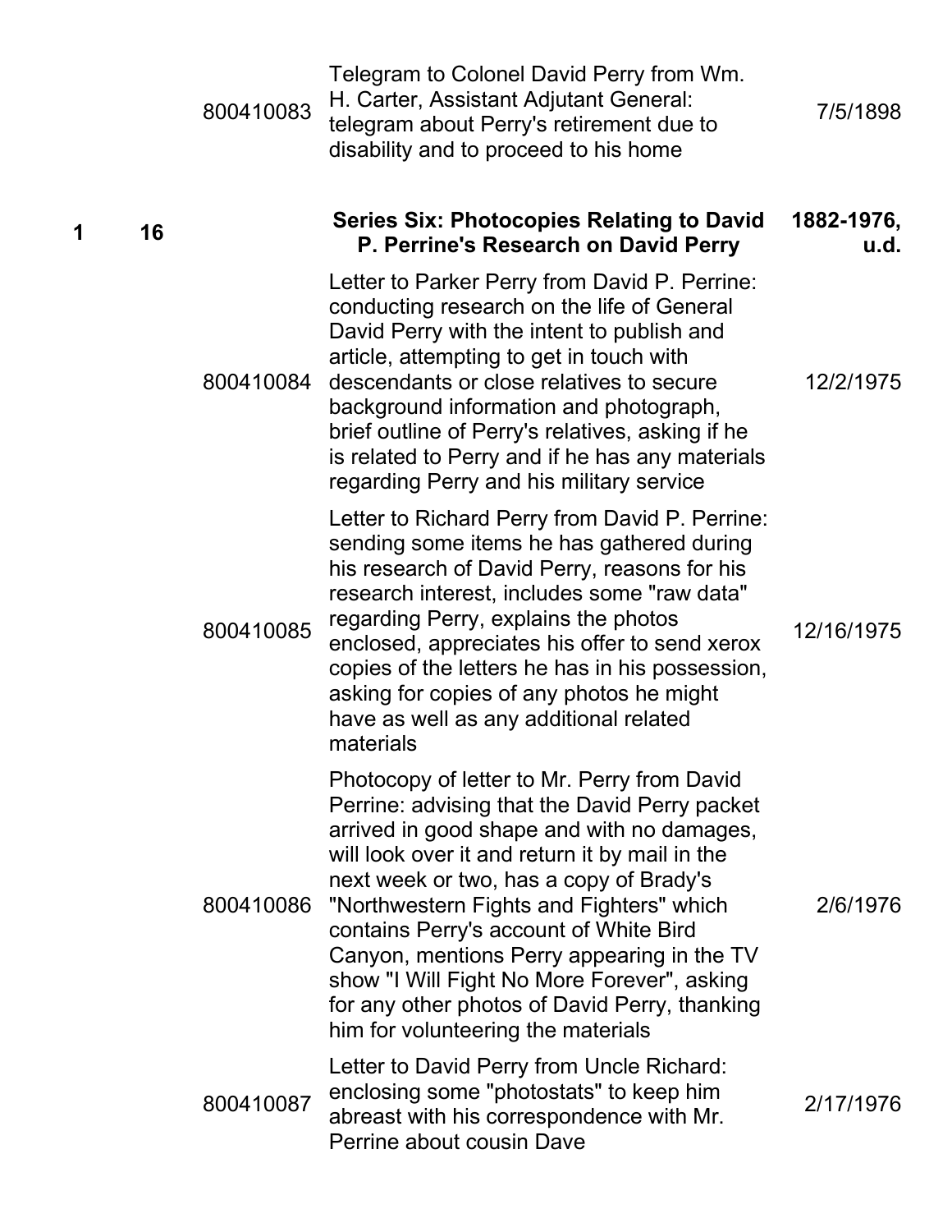| | | | | |
|---|---|---|---|---|
| | | 800410083 | Telegram to Colonel David Perry from Wm. H. Carter, Assistant Adjutant General: telegram about Perry's retirement due to disability and to proceed to his home | 7/5/1898 |
| **1** | **16** | | **Series Six: Photocopies Relating to David P. Perrine's Research on David Perry** | **1882-1976, u.d.** |
| | | 800410084 | Letter to Parker Perry from David P. Perrine: conducting research on the life of General David Perry with the intent to publish and article, attempting to get in touch with descendants or close relatives to secure background information and photograph, brief outline of Perry's relatives, asking if he is related to Perry and if he has any materials regarding Perry and his military service | 12/2/1975 |
| | | 800410085 | Letter to Richard Perry from David P. Perrine: sending some items he has gathered during his research of David Perry, reasons for his research interest, includes some "raw data" regarding Perry, explains the photos enclosed, appreciates his offer to send xerox copies of the letters he has in his possession, asking for copies of any photos he might have as well as any additional related materials | 12/16/1975 |
| | | 800410086 | Photocopy of letter to Mr. Perry from David Perrine: advising that the David Perry packet arrived in good shape and with no damages, will look over it and return it by mail in the next week or two, has a copy of Brady's "Northwestern Fights and Fighters" which contains Perry's account of White Bird Canyon, mentions Perry appearing in the TV show "I Will Fight No More Forever", asking for any other photos of David Perry, thanking him for volunteering the materials | 2/6/1976 |
| | | 800410087 | Letter to David Perry from Uncle Richard: enclosing some "photostats" to keep him abreast with his correspondence with Mr. Perrine about cousin Dave | 2/17/1976 |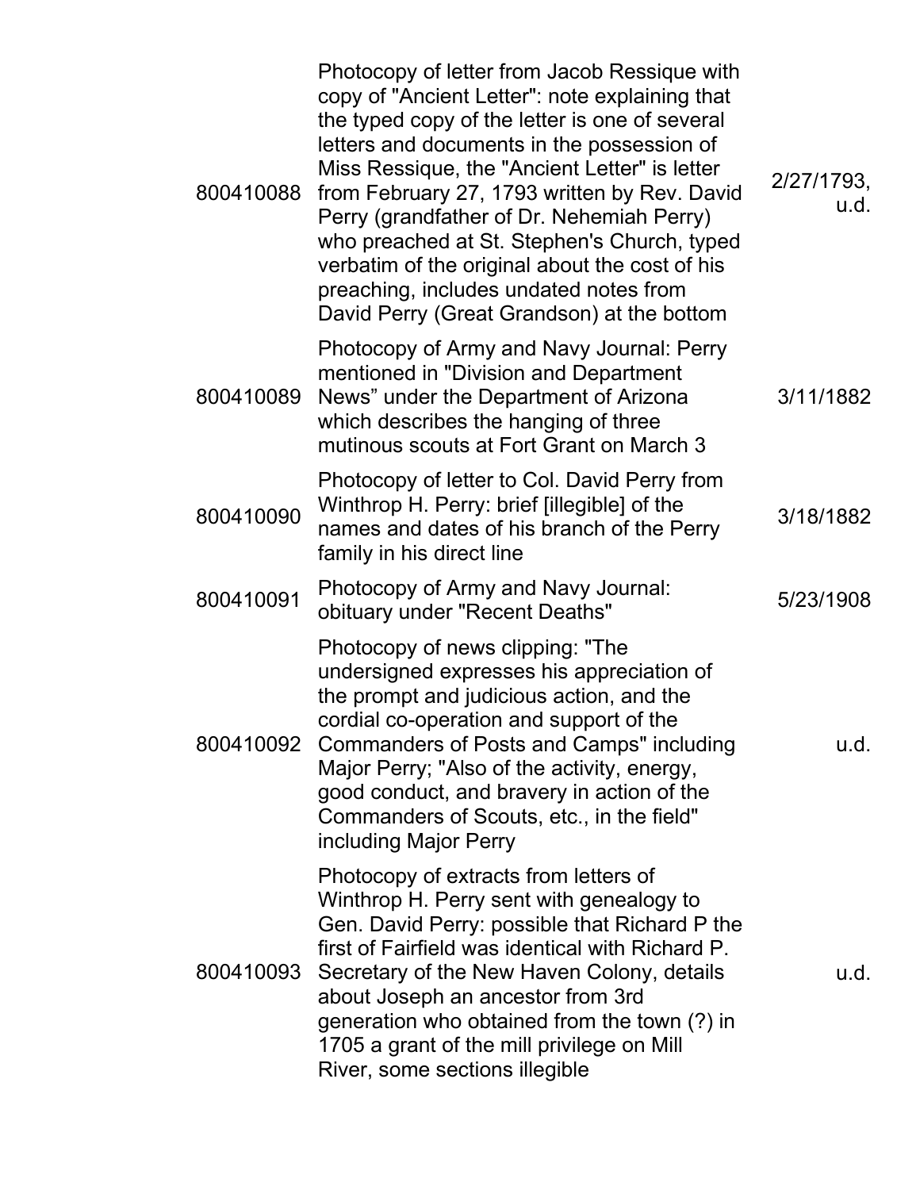| | | |
|---|---|---|
| 800410088 | Photocopy of letter from Jacob Ressique with copy of "Ancient Letter": note explaining that the typed copy of the letter is one of several letters and documents in the possession of Miss Ressique, the "Ancient Letter" is letter from February 27, 1793 written by Rev. David Perry (grandfather of Dr. Nehemiah Perry) who preached at St. Stephen's Church, typed verbatim of the original about the cost of his preaching, includes undated notes from David Perry (Great Grandson) at the bottom | 2/27/1793, u.d. |
| 800410089 | Photocopy of Army and Navy Journal: Perry mentioned in "Division and Department News" under the Department of Arizona which describes the hanging of three mutinous scouts at Fort Grant on March 3 | 3/11/1882 |
| 800410090 | Photocopy of letter to Col. David Perry from Winthrop H. Perry: brief [illegible] of the names and dates of his branch of the Perry family in his direct line | 3/18/1882 |
| 800410091 | Photocopy of Army and Navy Journal: obituary under "Recent Deaths" | 5/23/1908 |
| 800410092 | Photocopy of news clipping: "The undersigned expresses his appreciation of the prompt and judicious action, and the cordial co-operation and support of the Commanders of Posts and Camps" including Major Perry; "Also of the activity, energy, good conduct, and bravery in action of the Commanders of Scouts, etc., in the field" including Major Perry | u.d. |
| 800410093 | Photocopy of extracts from letters of Winthrop H. Perry sent with genealogy to Gen. David Perry: possible that Richard P the first of Fairfield was identical with Richard P. Secretary of the New Haven Colony, details about Joseph an ancestor from 3rd generation who obtained from the town (?) in 1705 a grant of the mill privilege on Mill River, some sections illegible | u.d. |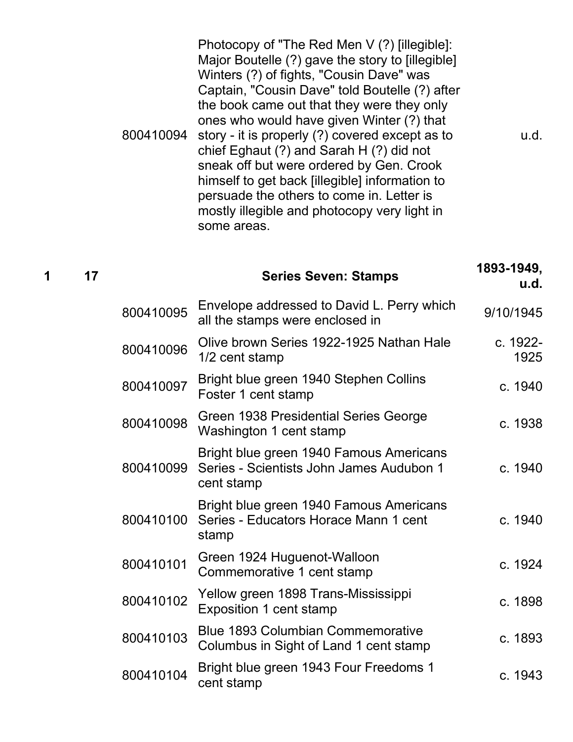| | | | | |
|---|---|---|---|---|
| | | 800410094 | Photocopy of "The Red Men V (?) [illegible]: Major Boutelle (?) gave the story to [illegible] Winters (?) of fights, "Cousin Dave" was Captain, "Cousin Dave" told Boutelle (?) after the book came out that they were they only ones who would have given Winter (?) that story - it is properly (?) covered except as to chief Eghaut (?) and Sarah H (?) did not sneak off but were ordered by Gen. Crook himself to get back [illegible] information to persuade the others to come in. Letter is mostly illegible and photocopy very light in some areas. | u.d. |
| **1** | **17** | | **Series Seven: Stamps** | **1893-1949, u.d.** |
| | | 800410095 | Envelope addressed to David L. Perry which all the stamps were enclosed in | 9/10/1945 |
| | | 800410096 | Olive brown Series 1922-1925 Nathan Hale 1/2 cent stamp | c. 1922-1925 |
| | | 800410097 | Bright blue green 1940 Stephen Collins Foster 1 cent stamp | c. 1940 |
| | | 800410098 | Green 1938 Presidential Series George Washington 1 cent stamp | c. 1938 |
| | | 800410099 | Bright blue green 1940 Famous Americans Series - Scientists John James Audubon 1 cent stamp | c. 1940 |
| | | 800410100 | Bright blue green 1940 Famous Americans Series - Educators Horace Mann 1 cent stamp | c. 1940 |
| | | 800410101 | Green 1924 Huguenot-Walloon Commemorative 1 cent stamp | c. 1924 |
| | | 800410102 | Yellow green 1898 Trans-Mississippi Exposition 1 cent stamp | c. 1898 |
| | | 800410103 | Blue 1893 Columbian Commemorative Columbus in Sight of Land 1 cent stamp | c. 1893 |
| | | 800410104 | Bright blue green 1943 Four Freedoms 1 cent stamp | c. 1943 |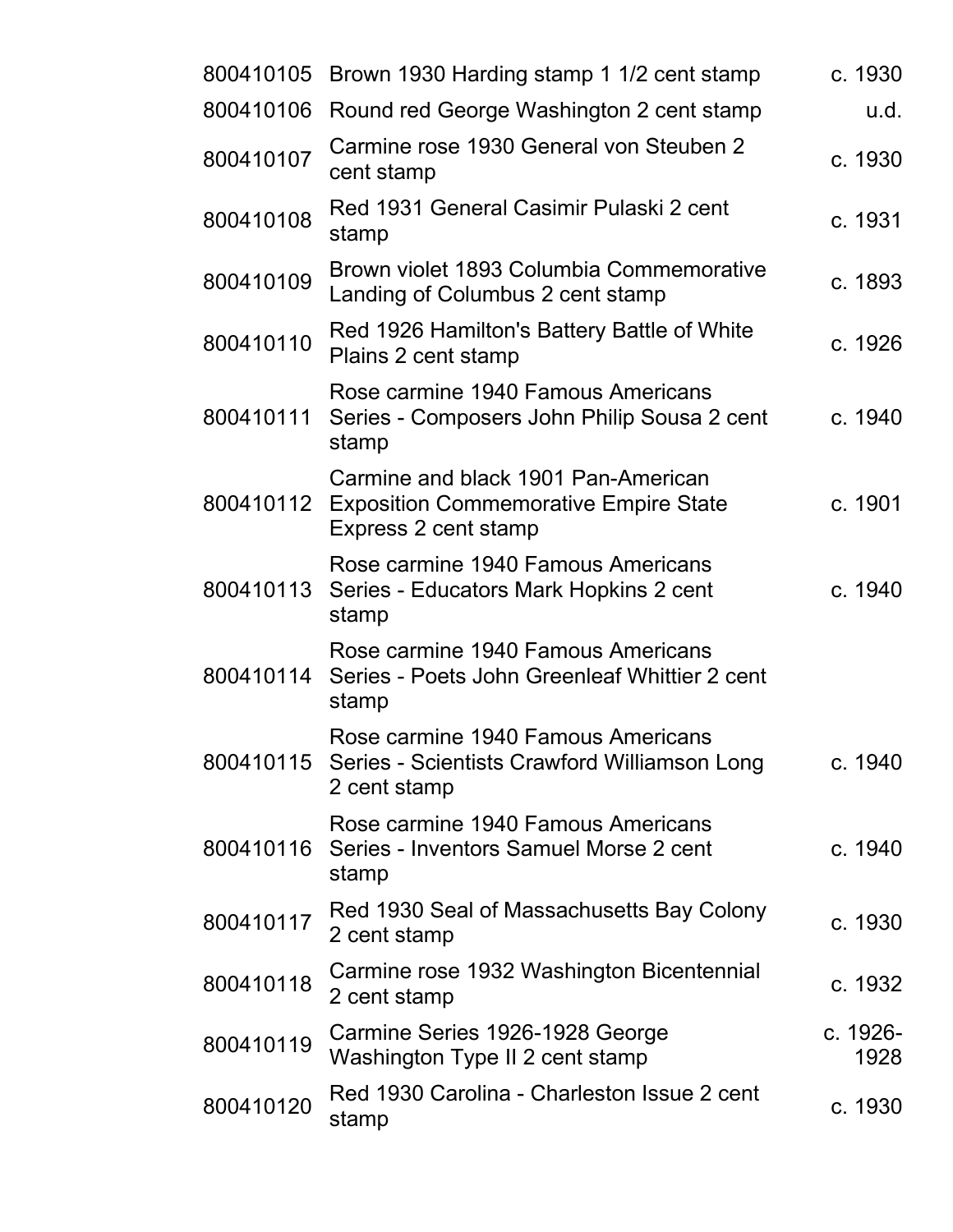| | | |
|---|---|---|
| 800410105 | Brown 1930 Harding stamp 1 1/2 cent stamp | c. 1930 |
| 800410106 | Round red George Washington 2 cent stamp | u.d. |
| 800410107 | Carmine rose 1930 General von Steuben 2 cent stamp | c. 1930 |
| 800410108 | Red 1931 General Casimir Pulaski 2 cent stamp | c. 1931 |
| 800410109 | Brown violet 1893 Columbia Commemorative Landing of Columbus 2 cent stamp | c. 1893 |
| 800410110 | Red 1926 Hamilton's Battery Battle of White Plains 2 cent stamp | c. 1926 |
| 800410111 | Rose carmine 1940 Famous Americans Series - Composers John Philip Sousa 2 cent stamp | c. 1940 |
| 800410112 | Carmine and black 1901 Pan-American Exposition Commemorative Empire State Express 2 cent stamp | c. 1901 |
| 800410113 | Rose carmine 1940 Famous Americans Series - Educators Mark Hopkins 2 cent stamp | c. 1940 |
| 800410114 | Rose carmine 1940 Famous Americans Series - Poets John Greenleaf Whittier 2 cent stamp | |
| 800410115 | Rose carmine 1940 Famous Americans Series - Scientists Crawford Williamson Long 2 cent stamp | c. 1940 |
| 800410116 | Rose carmine 1940 Famous Americans Series - Inventors Samuel Morse 2 cent stamp | c. 1940 |
| 800410117 | Red 1930 Seal of Massachusetts Bay Colony 2 cent stamp | c. 1930 |
| 800410118 | Carmine rose 1932 Washington Bicentennial 2 cent stamp | c. 1932 |
| 800410119 | Carmine Series 1926-1928 George Washington Type II 2 cent stamp | c. 1926-1928 |
| 800410120 | Red 1930 Carolina - Charleston Issue 2 cent stamp | c. 1930 |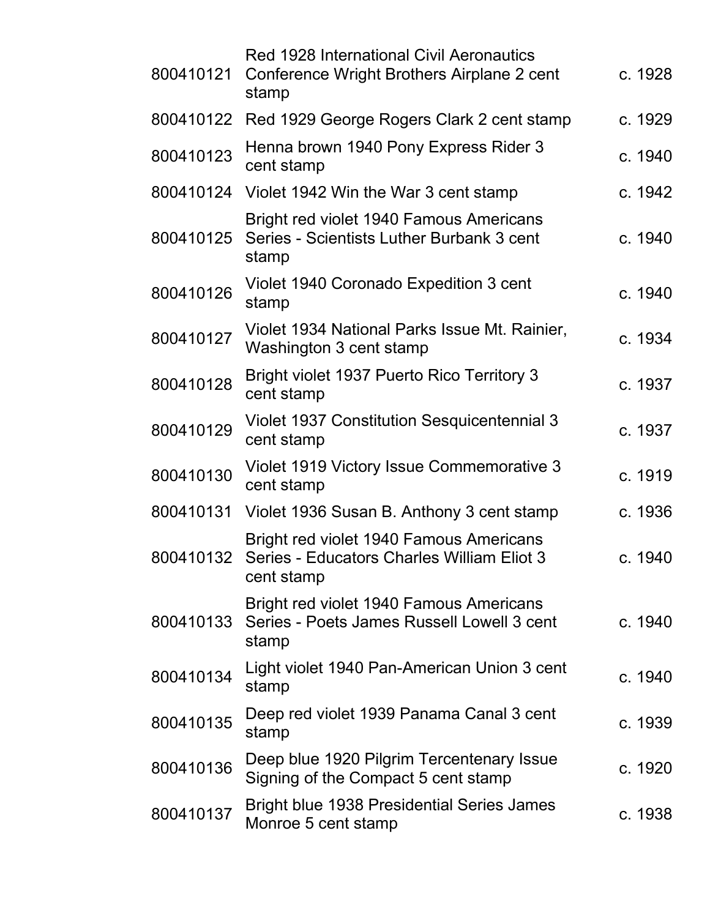| | | |
|---|---|---|
| 800410121 | Red 1928 International Civil Aeronautics Conference Wright Brothers Airplane 2 cent stamp | c. 1928 |
| 800410122 | Red 1929 George Rogers Clark 2 cent stamp | c. 1929 |
| 800410123 | Henna brown 1940 Pony Express Rider 3 cent stamp | c. 1940 |
| 800410124 | Violet 1942 Win the War 3 cent stamp | c. 1942 |
| 800410125 | Bright red violet 1940 Famous Americans Series - Scientists Luther Burbank 3 cent stamp | c. 1940 |
| 800410126 | Violet 1940 Coronado Expedition 3 cent stamp | c. 1940 |
| 800410127 | Violet 1934 National Parks Issue Mt. Rainier, Washington 3 cent stamp | c. 1934 |
| 800410128 | Bright violet 1937 Puerto Rico Territory 3 cent stamp | c. 1937 |
| 800410129 | Violet 1937 Constitution Sesquicentennial 3 cent stamp | c. 1937 |
| 800410130 | Violet 1919 Victory Issue Commemorative 3 cent stamp | c. 1919 |
| 800410131 | Violet 1936 Susan B. Anthony 3 cent stamp | c. 1936 |
| 800410132 | Bright red violet 1940 Famous Americans Series - Educators Charles William Eliot 3 cent stamp | c. 1940 |
| 800410133 | Bright red violet 1940 Famous Americans Series - Poets James Russell Lowell 3 cent stamp | c. 1940 |
| 800410134 | Light violet 1940 Pan-American Union 3 cent stamp | c. 1940 |
| 800410135 | Deep red violet 1939 Panama Canal 3 cent stamp | c. 1939 |
| 800410136 | Deep blue 1920 Pilgrim Tercentenary Issue Signing of the Compact 5 cent stamp | c. 1920 |
| 800410137 | Bright blue 1938 Presidential Series James Monroe 5 cent stamp | c. 1938 |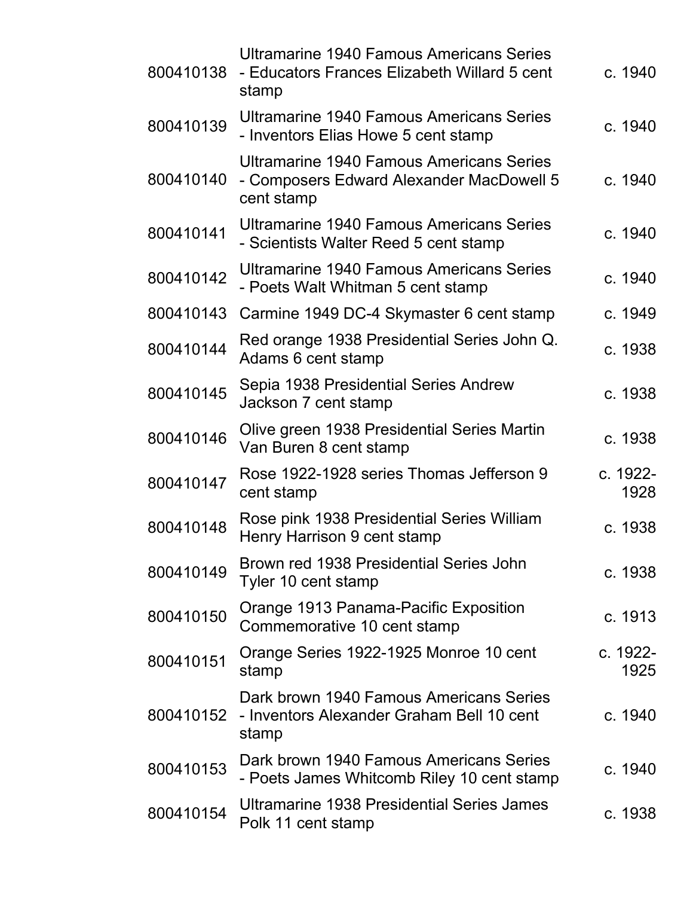| | | |
|---|---|---|
| 800410138 | Ultramarine 1940 Famous Americans Series - Educators Frances Elizabeth Willard 5 cent stamp | c. 1940 |
| 800410139 | Ultramarine 1940 Famous Americans Series - Inventors Elias Howe 5 cent stamp | c. 1940 |
| 800410140 | Ultramarine 1940 Famous Americans Series - Composers Edward Alexander MacDowell 5 cent stamp | c. 1940 |
| 800410141 | Ultramarine 1940 Famous Americans Series - Scientists Walter Reed 5 cent stamp | c. 1940 |
| 800410142 | Ultramarine 1940 Famous Americans Series - Poets Walt Whitman 5 cent stamp | c. 1940 |
| 800410143 | Carmine 1949 DC-4 Skymaster 6 cent stamp | c. 1949 |
| 800410144 | Red orange 1938 Presidential Series John Q. Adams 6 cent stamp | c. 1938 |
| 800410145 | Sepia 1938 Presidential Series Andrew Jackson 7 cent stamp | c. 1938 |
| 800410146 | Olive green 1938 Presidential Series Martin Van Buren 8 cent stamp | c. 1938 |
| 800410147 | Rose 1922-1928 series Thomas Jefferson 9 cent stamp | c. 1922-1928 |
| 800410148 | Rose pink 1938 Presidential Series William Henry Harrison 9 cent stamp | c. 1938 |
| 800410149 | Brown red 1938 Presidential Series John Tyler 10 cent stamp | c. 1938 |
| 800410150 | Orange 1913 Panama-Pacific Exposition Commemorative 10 cent stamp | c. 1913 |
| 800410151 | Orange Series 1922-1925 Monroe 10 cent stamp | c. 1922-1925 |
| 800410152 | Dark brown 1940 Famous Americans Series - Inventors Alexander Graham Bell 10 cent stamp | c. 1940 |
| 800410153 | Dark brown 1940 Famous Americans Series - Poets James Whitcomb Riley 10 cent stamp | c. 1940 |
| 800410154 | Ultramarine 1938 Presidential Series James Polk 11 cent stamp | c. 1938 |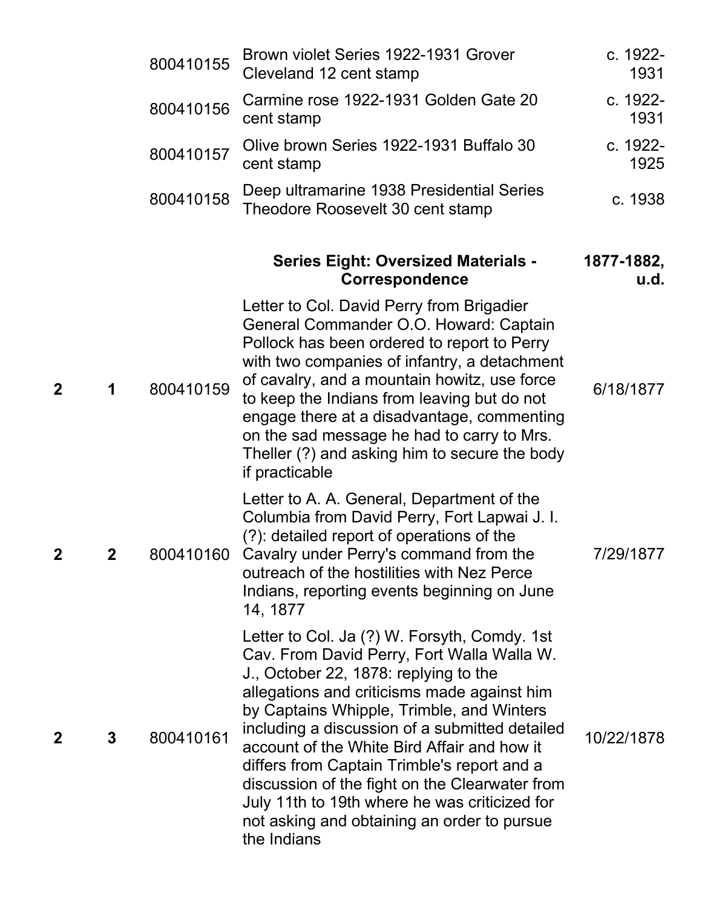| | | | | |
|---|---|---|---|---|
| | | 800410155 | Brown violet Series 1922-1931 Grover Cleveland 12 cent stamp | c. 1922-1931 |
| | | 800410156 | Carmine rose 1922-1931 Golden Gate 20 cent stamp | c. 1922-1931 |
| | | 800410157 | Olive brown Series 1922-1931 Buffalo 30 cent stamp | c. 1922-1925 |
| | | 800410158 | Deep ultramarine 1938 Presidential Series Theodore Roosevelt 30 cent stamp | c. 1938 |
| | | | **Series Eight: Oversized Materials - Correspondence** | **1877-1882, u.d.** |
| 2 | 1 | 800410159 | Letter to Col. David Perry from Brigadier General Commander O.O. Howard: Captain Pollock has been ordered to report to Perry with two companies of infantry, a detachment of cavalry, and a mountain howitz, use force to keep the Indians from leaving but do not engage there at a disadvantage, commenting on the sad message he had to carry to Mrs. Theller (?) and asking him to secure the body if practicable | 6/18/1877 |
| 2 | 2 | 800410160 | Letter to A. A. General, Department of the Columbia from David Perry, Fort Lapwai J. I. (?): detailed report of operations of the Cavalry under Perry's command from the outreach of the hostilities with Nez Perce Indians, reporting events beginning on June 14, 1877 | 7/29/1877 |
| 2 | 3 | 800410161 | Letter to Col. Ja (?) W. Forsyth, Comdy. 1st Cav. From David Perry, Fort Walla Walla W. J., October 22, 1878: replying to the allegations and criticisms made against him by Captains Whipple, Trimble, and Winters including a discussion of a submitted detailed account of the White Bird Affair and how it differs from Captain Trimble's report and a discussion of the fight on the Clearwater from July 11th to 19th where he was criticized for not asking and obtaining an order to pursue the Indians | 10/22/1878 |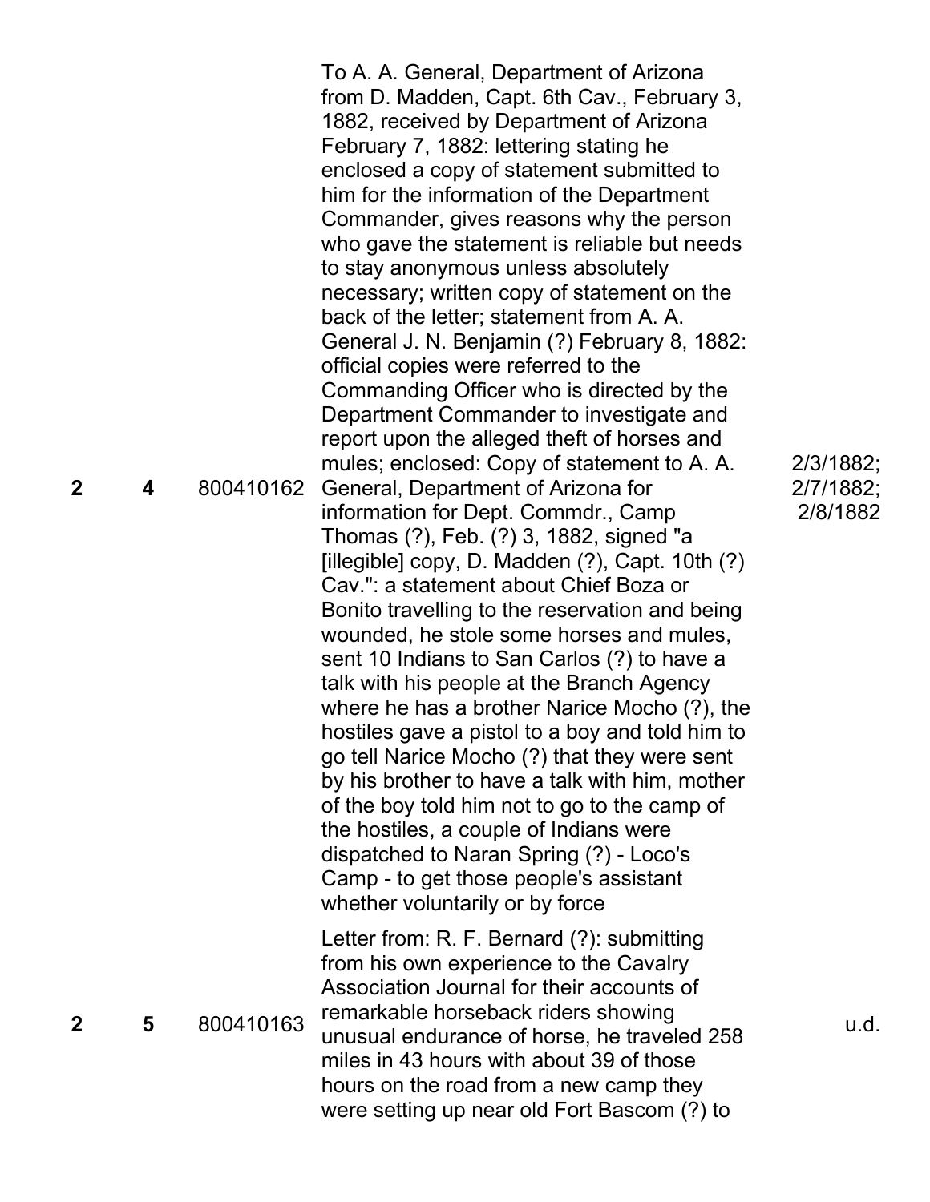| | | | | |
|---|---|---|---|---|
| 2 | 4 | 800410162 | To A. A. General, Department of Arizona from D. Madden, Capt. 6th Cav., February 3, 1882, received by Department of Arizona February 7, 1882: lettering stating he enclosed a copy of statement submitted to him for the information of the Department Commander, gives reasons why the person who gave the statement is reliable but needs to stay anonymous unless absolutely necessary; written copy of statement on the back of the letter; statement from A. A. General J. N. Benjamin (?) February 8, 1882: official copies were referred to the Commanding Officer who is directed by the Department Commander to investigate and report upon the alleged theft of horses and mules; enclosed: Copy of statement to A. A. General, Department of Arizona for information for Dept. Commdr., Camp Thomas (?), Feb. (?) 3, 1882, signed "a [illegible] copy, D. Madden (?), Capt. 10th (?) Cav.": a statement about Chief Boza or Bonito travelling to the reservation and being wounded, he stole some horses and mules, sent 10 Indians to San Carlos (?) to have a talk with his people at the Branch Agency where he has a brother Narice Mocho (?), the hostiles gave a pistol to a boy and told him to go tell Narice Mocho (?) that they were sent by his brother to have a talk with him, mother of the boy told him not to go to the camp of the hostiles, a couple of Indians were dispatched to Naran Spring (?) - Loco's Camp - to get those people's assistant whether voluntarily or by force | 2/3/1882; 2/7/1882; 2/8/1882 |
| 2 | 5 | 800410163 | Letter from: R. F. Bernard (?): submitting from his own experience to the Cavalry Association Journal for their accounts of remarkable horseback riders showing unusual endurance of horse, he traveled 258 miles in 43 hours with about 39 of those hours on the road from a new camp they were setting up near old Fort Bascom (?) to | u.d. |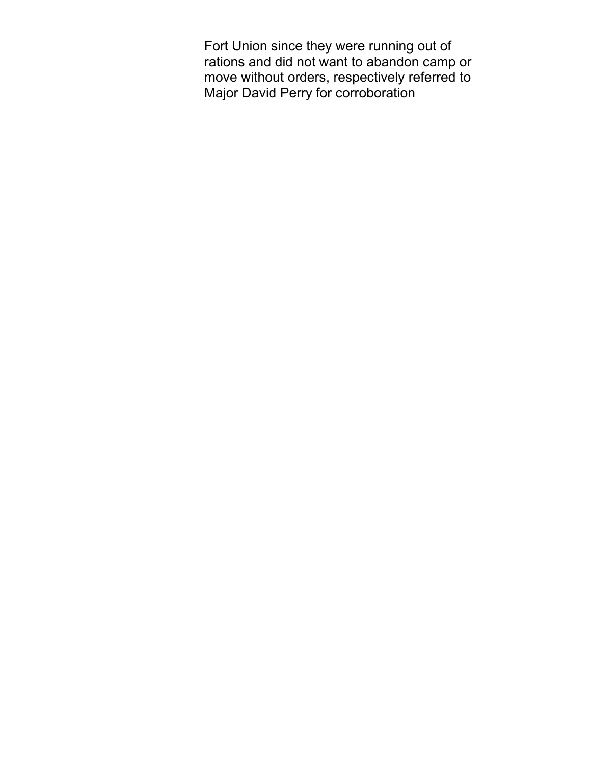Fort Union since they were running out of rations and did not want to abandon camp or move without orders, respectively referred to Major David Perry for corroboration